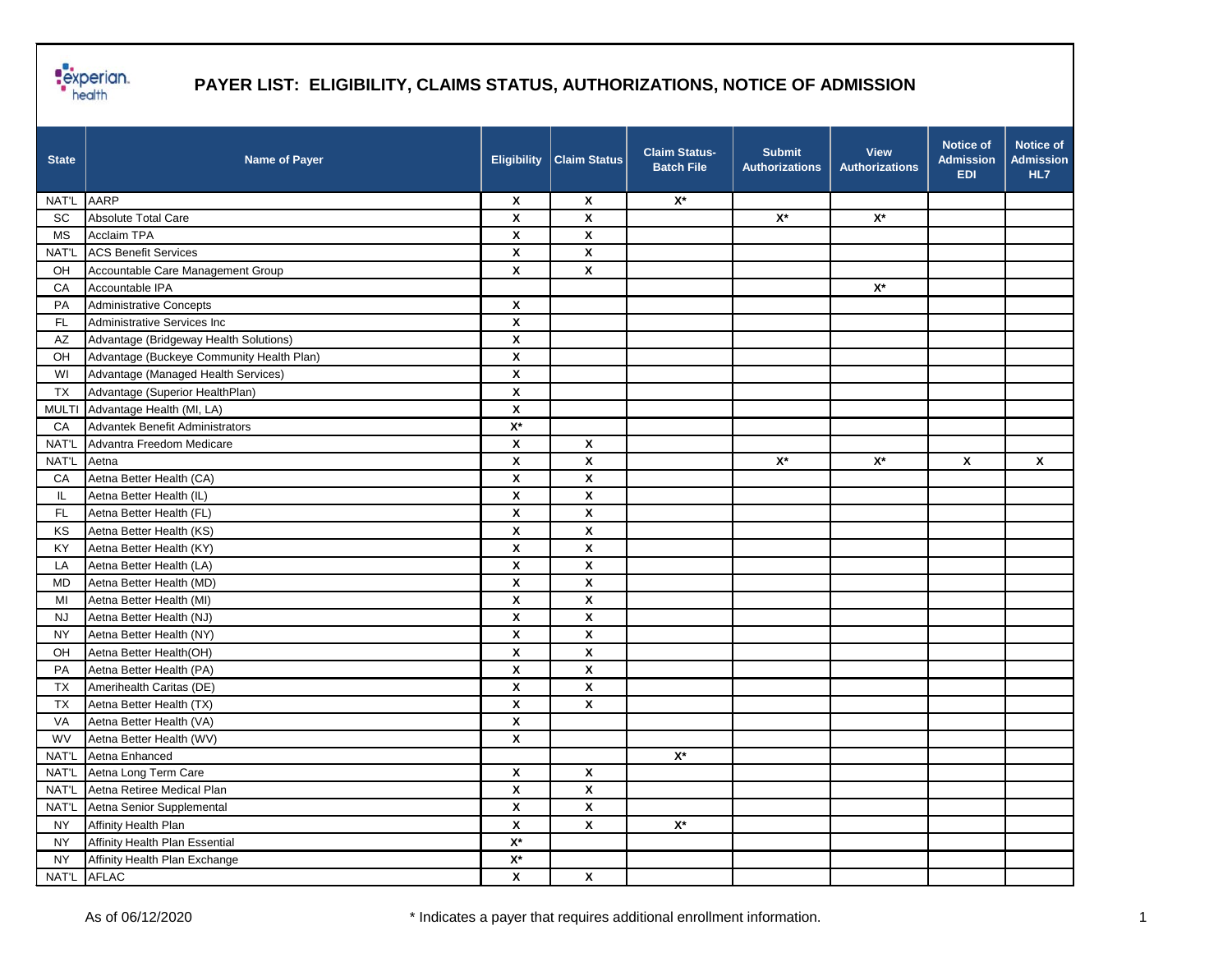# PAYER LIST: ELIGIBILITY, CLAIMS STATUS, AUTHORIZATIONS, NOTICE OF ADMISSION

| State | Name of Payer | Eligibility | Claim Status | Claim Status-Batch File | Submit Authorizations | View Authorizations | Notice of Admission EDI | Notice of Admission HL7 |
|---|---|---|---|---|---|---|---|---|
| NAT'L | AARP | X | X | X* | | | | |
| SC | Absolute Total Care | X | X | | X* | X* | | |
| MS | Acclaim TPA | X | X | | | | | |
| NAT'L | ACS Benefit Services | X | X | | | | | |
| OH | Accountable Care Management Group | X | X | | | | | |
| CA | Accountable IPA | | | | | X* | | |
| PA | Administrative Concepts | X | | | | | | |
| FL | Administrative Services Inc | X | | | | | | |
| AZ | Advantage (Bridgeway Health Solutions) | X | | | | | | |
| OH | Advantage (Buckeye Community Health Plan) | X | | | | | | |
| WI | Advantage (Managed Health Services) | X | | | | | | |
| TX | Advantage (Superior HealthPlan) | X | | | | | | |
| MULTI | Advantage Health (MI, LA) | X | | | | | | |
| CA | Advantek Benefit Administrators | X* | | | | | | |
| NAT'L | Advantra Freedom Medicare | X | X | | | | | |
| NAT'L | Aetna | X | X | | X* | X* | X | X |
| CA | Aetna Better Health (CA) | X | X | | | | | |
| IL | Aetna Better Health (IL) | X | X | | | | | |
| FL | Aetna Better Health (FL) | X | X | | | | | |
| KS | Aetna Better Health (KS) | X | X | | | | | |
| KY | Aetna Better Health (KY) | X | X | | | | | |
| LA | Aetna Better Health (LA) | X | X | | | | | |
| MD | Aetna Better Health (MD) | X | X | | | | | |
| MI | Aetna Better Health (MI) | X | X | | | | | |
| NJ | Aetna Better Health (NJ) | X | X | | | | | |
| NY | Aetna Better Health (NY) | X | X | | | | | |
| OH | Aetna Better Health(OH) | X | X | | | | | |
| PA | Aetna Better Health (PA) | X | X | | | | | |
| TX | Amerihealth Caritas (DE) | X | X | | | | | |
| TX | Aetna Better Health (TX) | X | X | | | | | |
| VA | Aetna Better Health (VA) | X | | | | | | |
| WV | Aetna Better Health (WV) | X | | | | | | |
| NAT'L | Aetna Enhanced | | | X* | | | | |
| NAT'L | Aetna Long Term Care | X | X | | | | | |
| NAT'L | Aetna Retiree Medical Plan | X | X | | | | | |
| NAT'L | Aetna Senior Supplemental | X | X | | | | | |
| NY | Affinity Health Plan | X | X | X* | | | | |
| NY | Affinity Health Plan Essential | X* | | | | | | |
| NY | Affinity Health Plan Exchange | X* | | | | | | |
| NAT'L | AFLAC | X | X | | | | | |

As of 06/12/2020

\* Indicates a payer that requires additional enrollment information.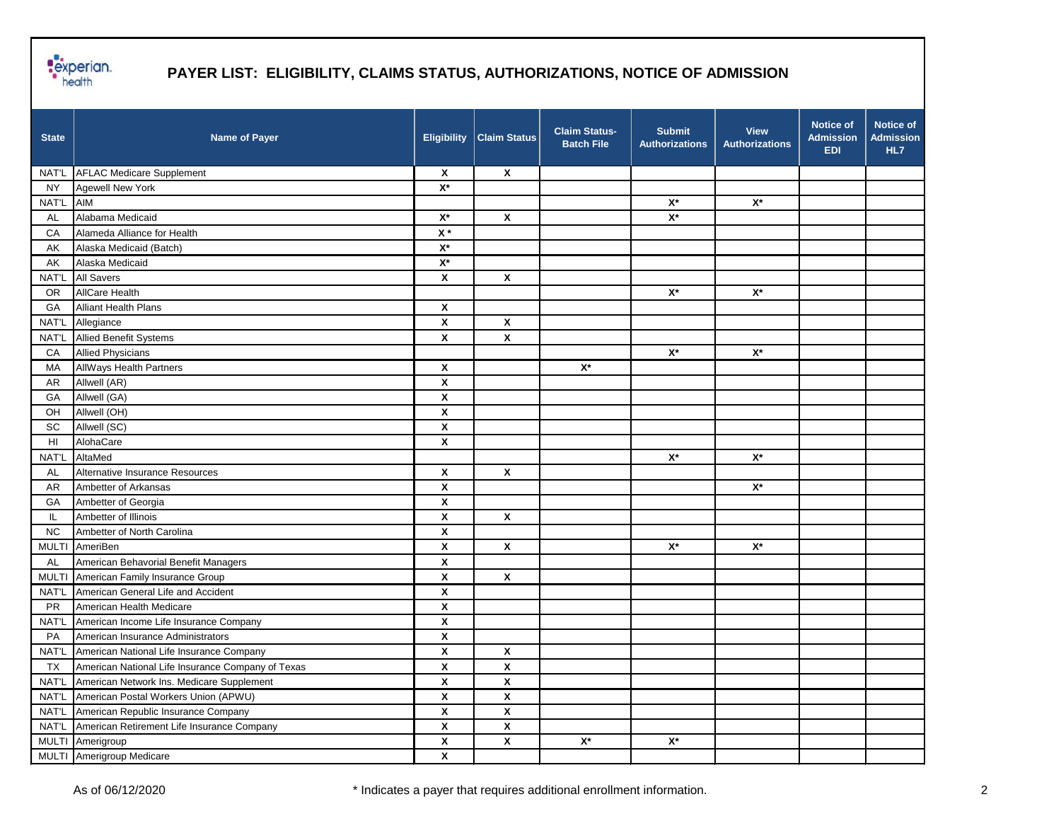# PAYER LIST: ELIGIBILITY, CLAIMS STATUS, AUTHORIZATIONS, NOTICE OF ADMISSION

| State | Name of Payer | Eligibility | Claim Status | Claim Status-Batch File | Submit Authorizations | View Authorizations | Notice of Admission EDI | Notice of Admission HL7 |
|---|---|---|---|---|---|---|---|---|
| NAT'L | AFLAC Medicare Supplement | X | X | | | | | |
| NY | Agewell New York | X* | | | | | | |
| NAT'L | AIM | | | | X* | X* | | |
| AL | Alabama Medicaid | X* | X | | X* | | | |
| CA | Alameda Alliance for Health | X * | | | | | | |
| AK | Alaska Medicaid (Batch) | X* | | | | | | |
| AK | Alaska Medicaid | X* | | | | | | |
| NAT'L | All Savers | X | X | | | | | |
| OR | AllCare Health | | | | X* | X* | | |
| GA | Alliant Health Plans | X | | | | | | |
| NAT'L | Allegiance | X | X | | | | | |
| NAT'L | Allied Benefit Systems | X | X | | | | | |
| CA | Allied Physicians | | | | X* | X* | | |
| MA | AllWays Health Partners | X | | X* | | | | |
| AR | Allwell (AR) | X | | | | | | |
| GA | Allwell (GA) | X | | | | | | |
| OH | Allwell (OH) | X | | | | | | |
| SC | Allwell (SC) | X | | | | | | |
| HI | AlohaCare | X | | | | | | |
| NAT'L | AltaMed | | | | X* | X* | | |
| AL | Alternative Insurance Resources | X | X | | | | | |
| AR | Ambetter of Arkansas | X | | | | X* | | |
| GA | Ambetter of Georgia | X | | | | | | |
| IL | Ambetter of Illinois | X | X | | | | | |
| NC | Ambetter of North Carolina | X | | | | | | |
| MULTI | AmeriBen | X | X | | X* | X* | | |
| AL | American Behavorial Benefit Managers | X | | | | | | |
| MULTI | American Family Insurance Group | X | X | | | | | |
| NAT'L | American General Life and Accident | X | | | | | | |
| PR | American Health Medicare | X | | | | | | |
| NAT'L | American Income Life Insurance Company | X | | | | | | |
| PA | American Insurance Administrators | X | | | | | | |
| NAT'L | American National Life Insurance Company | X | X | | | | | |
| TX | American National Life Insurance Company of Texas | X | X | | | | | |
| NAT'L | American Network Ins. Medicare Supplement | X | X | | | | | |
| NAT'L | American Postal Workers Union (APWU) | X | X | | | | | |
| NAT'L | American Republic Insurance Company | X | X | | | | | |
| NAT'L | American Retirement Life Insurance Company | X | X | | | | | |
| MULTI | Amerigroup | X | X | X* | X* | | | |
| MULTI | Amerigroup Medicare | X | | | | | | |

As of 06/12/2020

* Indicates a payer that requires additional enrollment information.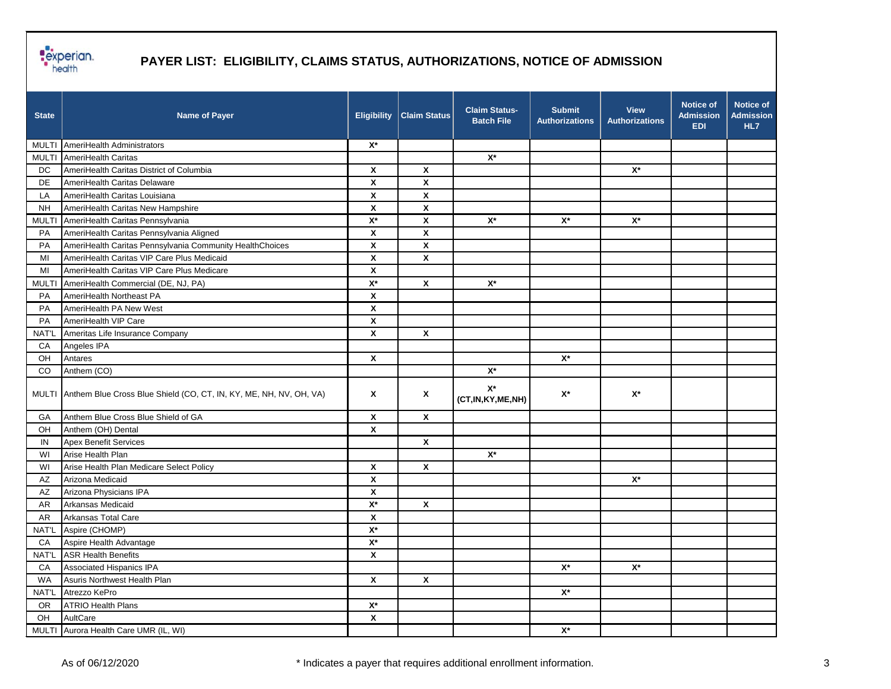# PAYER LIST: ELIGIBILITY, CLAIMS STATUS, AUTHORIZATIONS, NOTICE OF ADMISSION

| State | Name of Payer | Eligibility | Claim Status | Claim Status-Batch File | Submit Authorizations | View Authorizations | Notice of Admission EDI | Notice of Admission HL7 |
|---|---|---|---|---|---|---|---|---|
| MULTI | AmeriHealth Administrators | X* | | | | | | |
| MULTI | AmeriHealth Caritas | | | X* | | | | |
| DC | AmeriHealth Caritas District of Columbia | X | X | | | X* | | |
| DE | AmeriHealth Caritas Delaware | X | X | | | | | |
| LA | AmeriHealth Caritas Louisiana | X | X | | | | | |
| NH | AmeriHealth Caritas New Hampshire | X | X | | | | | |
| MULTI | AmeriHealth Caritas Pennsylvania | X* | X | X* | X* | X* | | |
| PA | AmeriHealth Caritas Pennsylvania Aligned | X | X | | | | | |
| PA | AmeriHealth Caritas Pennsylvania Community HealthChoices | X | X | | | | | |
| MI | AmeriHealth Caritas VIP Care Plus Medicaid | X | X | | | | | |
| MI | AmeriHealth Caritas VIP Care Plus Medicare | X | | | | | | |
| MULTI | AmeriHealth Commercial (DE, NJ, PA) | X* | X | X* | | | | |
| PA | AmeriHealth Northeast PA | X | | | | | | |
| PA | AmeriHealth PA New West | X | | | | | | |
| PA | AmeriHealth VIP Care | X | | | | | | |
| NAT'L | Ameritas Life Insurance Company | X | X | | | | | |
| CA | Angeles IPA | | | | | | | |
| OH | Antares | X | | | X* | | | |
| CO | Anthem (CO) | | | X* | | | | |
| MULTI | Anthem Blue Cross Blue Shield (CO, CT, IN, KY, ME, NH, NV, OH, VA) | X | X | X* (CT,IN,KY,ME,NH) | X* | X* | | |
| GA | Anthem Blue Cross Blue Shield of GA | X | X | | | | | |
| OH | Anthem (OH) Dental | X | | | | | | |
| IN | Apex Benefit Services | | X | | | | | |
| WI | Arise Health Plan | | | X* | | | | |
| WI | Arise Health Plan Medicare Select Policy | X | X | | | | | |
| AZ | Arizona Medicaid | X | | | | X* | | |
| AZ | Arizona Physicians IPA | X | | | | | | |
| AR | Arkansas Medicaid | X* | X | | | | | |
| AR | Arkansas Total Care | X | | | | | | |
| NAT'L | Aspire (CHOMP) | X* | | | | | | |
| CA | Aspire Health Advantage | X* | | | | | | |
| NAT'L | ASR Health Benefits | X | | | | | | |
| CA | Associated Hispanics IPA | | | | X* | X* | | |
| WA | Asuris Northwest Health Plan | X | X | | | | | |
| NAT'L | Atrezzo KePro | | | | X* | | | |
| OR | ATRIO Health Plans | X* | | | | | | |
| OH | AultCare | X | | | | | | |
| MULTI | Aurora Health Care UMR (IL, WI) | | | | X* | | | |

As of 06/12/2020

\* Indicates a payer that requires additional enrollment information.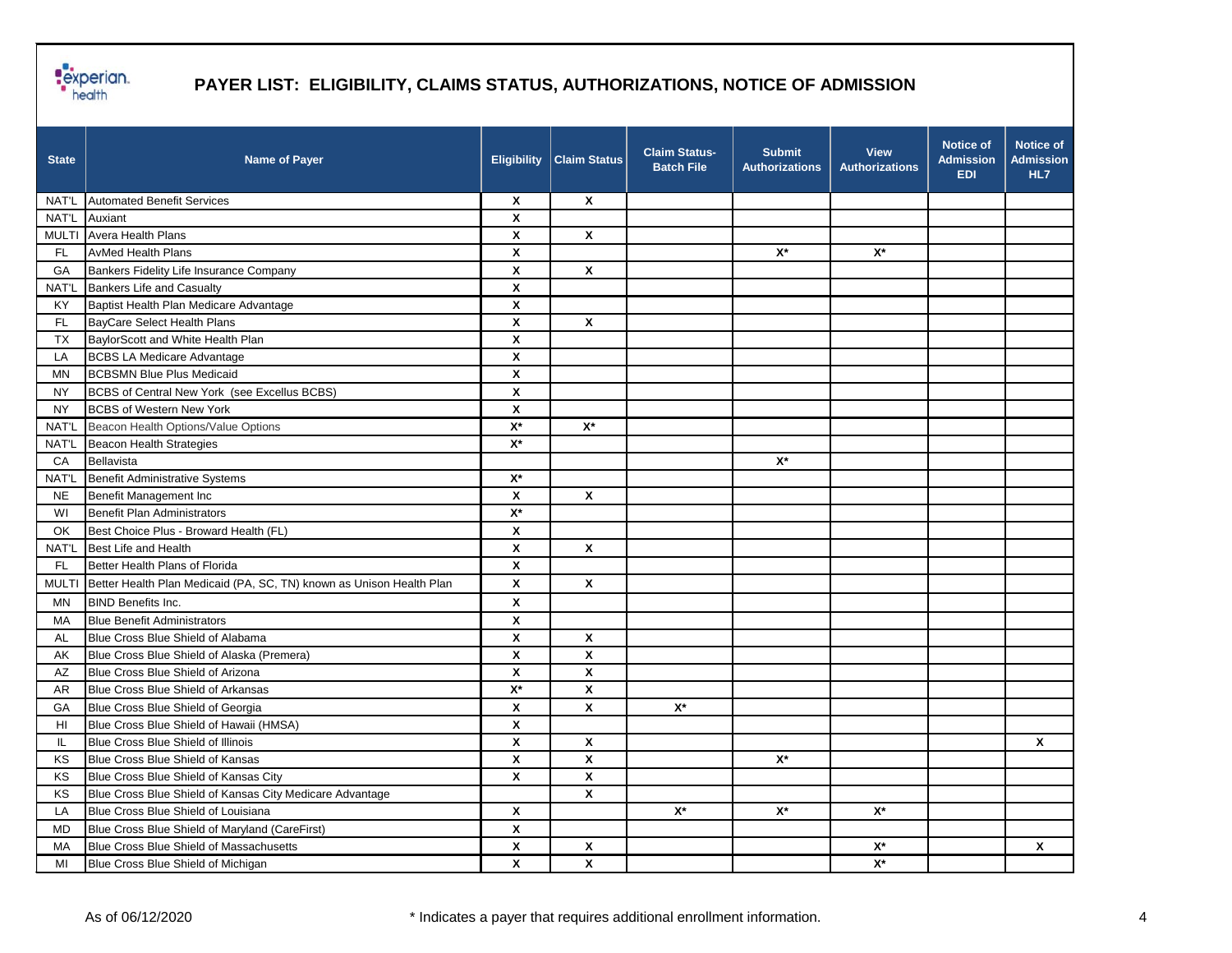# PAYER LIST: ELIGIBILITY, CLAIMS STATUS, AUTHORIZATIONS, NOTICE OF ADMISSION

| State | Name of Payer | Eligibility | Claim Status | Claim Status-Batch File | Submit Authorizations | View Authorizations | Notice of Admission EDI | Notice of Admission HL7 |
|---|---|---|---|---|---|---|---|---|
| NAT'L | Automated Benefit Services | X | X | | | | | |
| NAT'L | Auxiant | X | | | | | | |
| MULTI | Avera Health Plans | X | X | | | | | |
| FL | AvMed Health Plans | X | | | X* | X* | | |
| GA | Bankers Fidelity Life Insurance Company | X | X | | | | | |
| NAT'L | Bankers Life and Casualty | X | | | | | | |
| KY | Baptist Health Plan Medicare Advantage | X | | | | | | |
| FL | BayCare Select Health Plans | X | X | | | | | |
| TX | BaylorScott and White Health Plan | X | | | | | | |
| LA | BCBS LA Medicare Advantage | X | | | | | | |
| MN | BCBSMN Blue Plus Medicaid | X | | | | | | |
| NY | BCBS of Central New York (see Excellus BCBS) | X | | | | | | |
| NY | BCBS of Western New York | X | | | | | | |
| NAT'L | Beacon Health Options/Value Options | X* | X* | | | | | |
| NAT'L | Beacon Health Strategies | X* | | | | | | |
| CA | Bellavista | | | | X* | | | |
| NAT'L | Benefit Administrative Systems | X* | | | | | | |
| NE | Benefit Management Inc | X | X | | | | | |
| WI | Benefit Plan Administrators | X* | | | | | | |
| OK | Best Choice Plus - Broward Health (FL) | X | | | | | | |
| NAT'L | Best Life and Health | X | X | | | | | |
| FL | Better Health Plans of Florida | X | | | | | | |
| MULTI | Better Health Plan Medicaid (PA, SC, TN) known as Unison Health Plan | X | X | | | | | |
| MN | BIND Benefits Inc. | X | | | | | | |
| MA | Blue Benefit Administrators | X | | | | | | |
| AL | Blue Cross Blue Shield of Alabama | X | X | | | | | |
| AK | Blue Cross Blue Shield of Alaska (Premera) | X | X | | | | | |
| AZ | Blue Cross Blue Shield of Arizona | X | X | | | | | |
| AR | Blue Cross Blue Shield of Arkansas | X* | X | | | | | |
| GA | Blue Cross Blue Shield of Georgia | X | X | X* | | | | |
| HI | Blue Cross Blue Shield of Hawaii (HMSA) | X | | | | | | |
| IL | Blue Cross Blue Shield of Illinois | X | X | | | | | X |
| KS | Blue Cross Blue Shield of Kansas | X | X | | X* | | | |
| KS | Blue Cross Blue Shield of Kansas City | X | X | | | | | |
| KS | Blue Cross Blue Shield of Kansas City Medicare Advantage | | X | | | | | |
| LA | Blue Cross Blue Shield of Louisiana | X | | X* | X* | X* | | |
| MD | Blue Cross Blue Shield of Maryland (CareFirst) | X | | | | | | |
| MA | Blue Cross Blue Shield of Massachusetts | X | X | | | X* | | X |
| MI | Blue Cross Blue Shield of Michigan | X | X | | | X* | | |

As of 06/12/2020

\* Indicates a payer that requires additional enrollment information.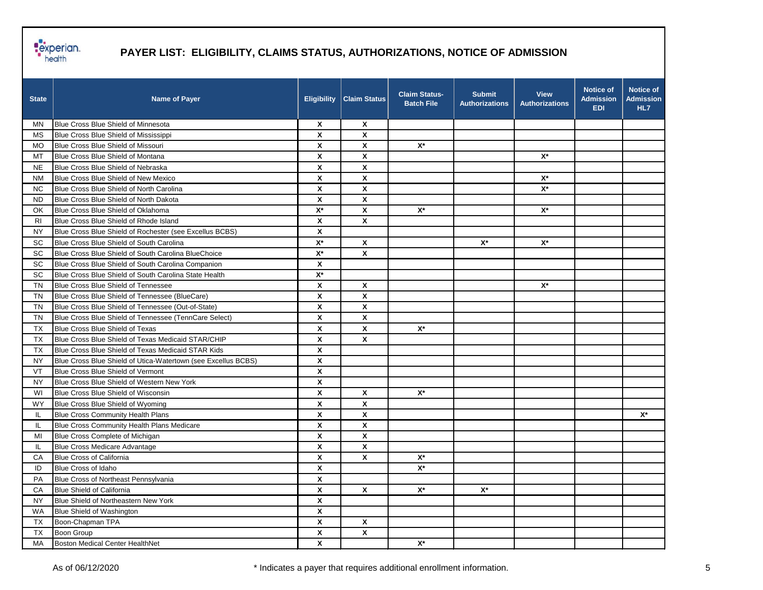# PAYER LIST: ELIGIBILITY, CLAIMS STATUS, AUTHORIZATIONS, NOTICE OF ADMISSION

| State | Name of Payer | Eligibility | Claim Status | Claim Status-Batch File | Submit Authorizations | View Authorizations | Notice of Admission EDI | Notice of Admission HL7 |
|---|---|---|---|---|---|---|---|---|
| MN | Blue Cross Blue Shield of Minnesota | X | X | | | | | |
| MS | Blue Cross Blue Shield of Mississippi | X | X | | | | | |
| MO | Blue Cross Blue Shield of Missouri | X | X | X* | | | | |
| MT | Blue Cross Blue Shield of Montana | X | X | | | X* | | |
| NE | Blue Cross Blue Shield of Nebraska | X | X | | | | | |
| NM | Blue Cross Blue Shield of New Mexico | X | X | | | X* | | |
| NC | Blue Cross Blue Shield of North Carolina | X | X | | | X* | | |
| ND | Blue Cross Blue Shield of North Dakota | X | X | | | | | |
| OK | Blue Cross Blue Shield of Oklahoma | X* | X | X* | | X* | | |
| RI | Blue Cross Blue Shield of Rhode Island | X | X | | | | | |
| NY | Blue Cross Blue Shield of Rochester (see Excellus BCBS) | X | | | | | | |
| SC | Blue Cross Blue Shield of South Carolina | X* | X | | X* | X* | | |
| SC | Blue Cross Blue Shield of South Carolina BlueChoice | X* | X | | | | | |
| SC | Blue Cross Blue Shield of South Carolina Companion | X | | | | | | |
| SC | Blue Cross Blue Shield of South Carolina State Health | X* | | | | | | |
| TN | Blue Cross Blue Shield of Tennessee | X | X | | | X* | | |
| TN | Blue Cross Blue Shield of Tennessee (BlueCare) | X | X | | | | | |
| TN | Blue Cross Blue Shield of Tennessee (Out-of-State) | X | X | | | | | |
| TN | Blue Cross Blue Shield of Tennessee (TennCare Select) | X | X | | | | | |
| TX | Blue Cross Blue Shield of Texas | X | X | X* | | | | |
| TX | Blue Cross Blue Shield of Texas Medicaid STAR/CHIP | X | X | | | | | |
| TX | Blue Cross Blue Shield of Texas Medicaid STAR Kids | X | | | | | | |
| NY | Blue Cross Blue Shield of Utica-Watertown (see Excellus BCBS) | X | | | | | | |
| VT | Blue Cross Blue Shield of Vermont | X | | | | | | |
| NY | Blue Cross Blue Shield of Western New York | X | | | | | | |
| WI | Blue Cross Blue Shield of Wisconsin | X | X | X* | | | | |
| WY | Blue Cross Blue Shield of Wyoming | X | X | | | | | |
| IL | Blue Cross Community Health Plans | X | X | | | | | X* |
| IL | Blue Cross Community Health Plans Medicare | X | X | | | | | |
| MI | Blue Cross Complete of Michigan | X | X | | | | | |
| IL | Blue Cross Medicare Advantage | X | X | | | | | |
| CA | Blue Cross of California | X | X | X* | | | | |
| ID | Blue Cross of Idaho | X | | X* | | | | |
| PA | Blue Cross of Northeast Pennsylvania | X | | | | | | |
| CA | Blue Shield of California | X | X | X* | X* | | | |
| NY | Blue Shield of Northeastern New York | X | | | | | | |
| WA | Blue Shield of Washington | X | | | | | | |
| TX | Boon-Chapman TPA | X | X | | | | | |
| TX | Boon Group | X | X | | | | | |
| MA | Boston Medical Center HealthNet | X | | X* | | | | |

As of 06/12/2020 * Indicates a payer that requires additional enrollment information.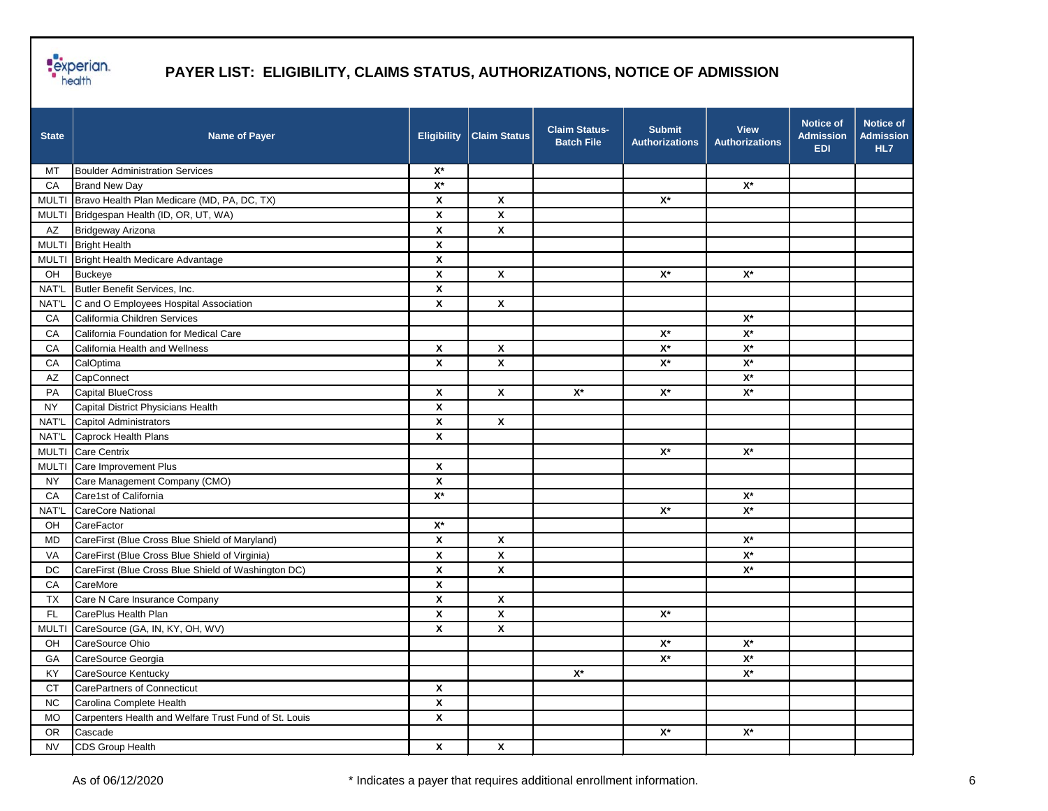# PAYER LIST: ELIGIBILITY, CLAIMS STATUS, AUTHORIZATIONS, NOTICE OF ADMISSION

| State | Name of Payer | Eligibility | Claim Status | Claim Status-Batch File | Submit Authorizations | View Authorizations | Notice of Admission EDI | Notice of Admission HL7 |
|---|---|---|---|---|---|---|---|---|
| MT | Boulder Administration Services | X* | | | | | | |
| CA | Brand New Day | X* | | | | X* | | |
| MULTI | Bravo Health Plan Medicare (MD, PA, DC, TX) | X | X | | X* | | | |
| MULTI | Bridgespan Health (ID, OR, UT, WA) | X | X | | | | | |
| AZ | Bridgeway Arizona | X | X | | | | | |
| MULTI | Bright Health | X | | | | | | |
| MULTI | Bright Health Medicare Advantage | X | | | | | | |
| OH | Buckeye | X | X | | X* | X* | | |
| NAT'L | Butler Benefit Services, Inc. | X | | | | | | |
| NAT'L | C and O Employees Hospital Association | X | X | | | | | |
| CA | California Children Services | | | | | X* | | |
| CA | California Foundation for Medical Care | | | | X* | X* | | |
| CA | California Health and Wellness | X | X | | X* | X* | | |
| CA | CalOptima | X | X | | X* | X* | | |
| AZ | CapConnect | | | | | X* | | |
| PA | Capital BlueCross | X | X | X* | X* | X* | | |
| NY | Capital District Physicians Health | X | | | | | | |
| NAT'L | Capitol Administrators | X | X | | | | | |
| NAT'L | Caprock Health Plans | X | | | | | | |
| MULTI | Care Centrix | | | | X* | X* | | |
| MULTI | Care Improvement Plus | X | | | | | | |
| NY | Care Management Company (CMO) | X | | | | | | |
| CA | Care1st of California | X* | | | | X* | | |
| NAT'L | CareCore National | | | | X* | X* | | |
| OH | CareFactor | X* | | | | | | |
| MD | CareFirst (Blue Cross Blue Shield of Maryland) | X | X | | | X* | | |
| VA | CareFirst (Blue Cross Blue Shield of Virginia) | X | X | | | X* | | |
| DC | CareFirst (Blue Cross Blue Shield of Washington DC) | X | X | | | X* | | |
| CA | CareMore | X | | | | | | |
| TX | Care N Care Insurance Company | X | X | | | | | |
| FL | CarePlus Health Plan | X | X | | X* | | | |
| MULTI | CareSource (GA, IN, KY, OH, WV) | X | X | | | | | |
| OH | CareSource Ohio | | | | X* | X* | | |
| GA | CareSource Georgia | | | | X* | X* | | |
| KY | CareSource Kentucky | | | X* | | X* | | |
| CT | CarePartners of Connecticut | X | | | | | | |
| NC | Carolina Complete Health | X | | | | | | |
| MO | Carpenters Health and Welfare Trust Fund of St. Louis | X | | | | | | |
| OR | Cascade | | | | X* | X* | | |
| NV | CDS Group Health | X | X | | | | | |

As of 06/12/2020

* Indicates a payer that requires additional enrollment information.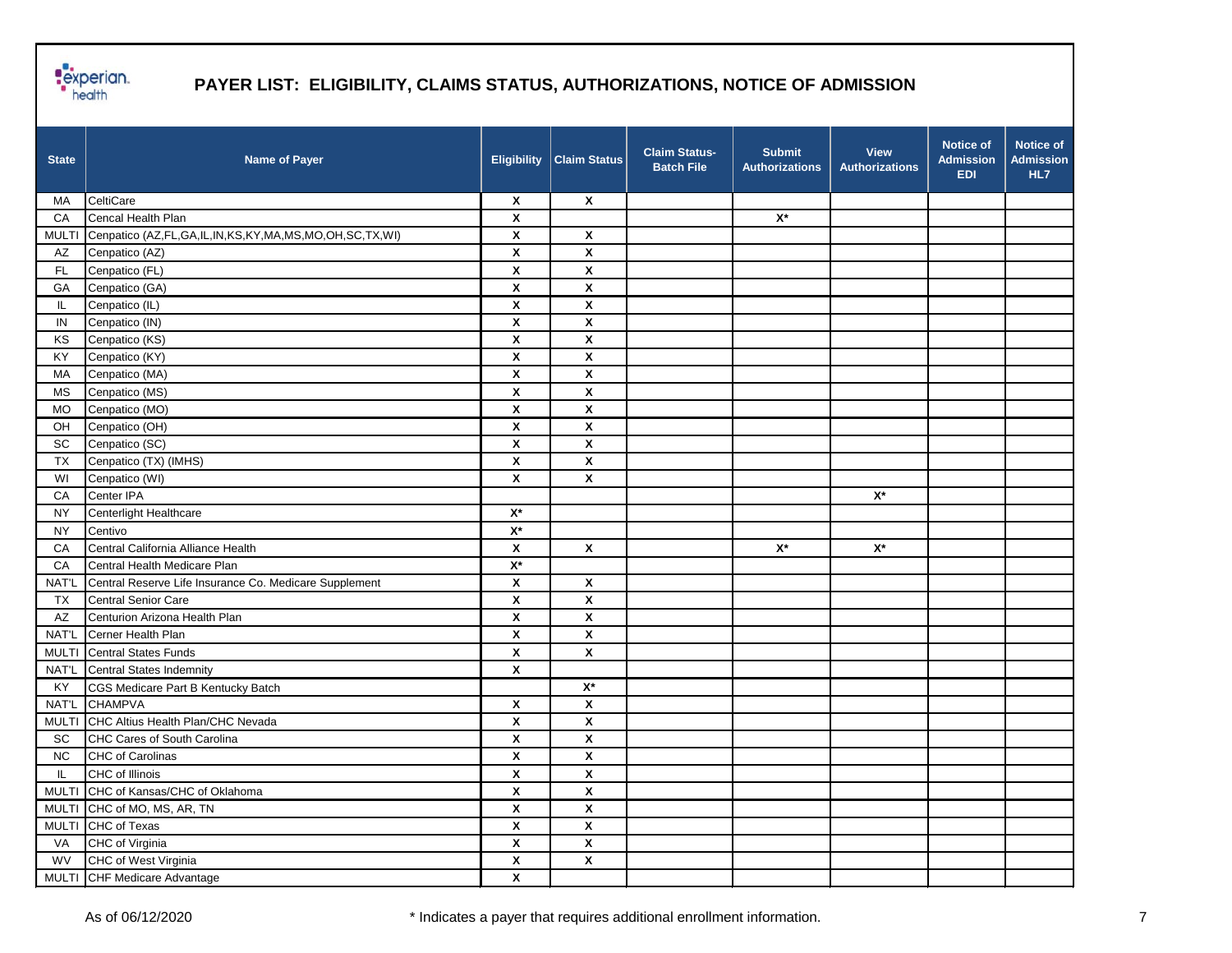# PAYER LIST: ELIGIBILITY, CLAIMS STATUS, AUTHORIZATIONS, NOTICE OF ADMISSION

| State | Name of Payer | Eligibility | Claim Status | Claim Status-Batch File | Submit Authorizations | View Authorizations | Notice of Admission EDI | Notice of Admission HL7 |
|---|---|---|---|---|---|---|---|---|
| MA | CeltiCare | X | X | | | | | |
| CA | Cencal Health Plan | X | | | X* | | | |
| MULTI | Cenpatico (AZ,FL,GA,IL,IN,KS,KY,MA,MS,MO,OH,SC,TX,WI) | X | X | | | | | |
| AZ | Cenpatico (AZ) | X | X | | | | | |
| FL | Cenpatico (FL) | X | X | | | | | |
| GA | Cenpatico (GA) | X | X | | | | | |
| IL | Cenpatico (IL) | X | X | | | | | |
| IN | Cenpatico (IN) | X | X | | | | | |
| KS | Cenpatico (KS) | X | X | | | | | |
| KY | Cenpatico (KY) | X | X | | | | | |
| MA | Cenpatico (MA) | X | X | | | | | |
| MS | Cenpatico (MS) | X | X | | | | | |
| MO | Cenpatico (MO) | X | X | | | | | |
| OH | Cenpatico (OH) | X | X | | | | | |
| SC | Cenpatico (SC) | X | X | | | | | |
| TX | Cenpatico (TX) (IMHS) | X | X | | | | | |
| WI | Cenpatico (WI) | X | X | | | | | |
| CA | Center IPA | | | | | X* | | |
| NY | Centerlight Healthcare | X* | | | | | | |
| NY | Centivo | X* | | | | | | |
| CA | Central California Alliance Health | X | X | | X* | X* | | |
| CA | Central Health Medicare Plan | X* | | | | | | |
| NAT'L | Central Reserve Life Insurance Co. Medicare Supplement | X | X | | | | | |
| TX | Central Senior Care | X | X | | | | | |
| AZ | Centurion Arizona Health Plan | X | X | | | | | |
| NAT'L | Cerner Health Plan | X | X | | | | | |
| MULTI | Central States Funds | X | X | | | | | |
| NAT'L | Central States Indemnity | X | | | | | | |
| KY | CGS Medicare Part B Kentucky Batch | | X* | | | | | |
| NAT'L | CHAMPVA | X | X | | | | | |
| MULTI | CHC Altius Health Plan/CHC Nevada | X | X | | | | | |
| SC | CHC Cares of South Carolina | X | X | | | | | |
| NC | CHC of Carolinas | X | X | | | | | |
| IL | CHC of Illinois | X | X | | | | | |
| MULTI | CHC of Kansas/CHC of Oklahoma | X | X | | | | | |
| MULTI | CHC of MO, MS, AR, TN | X | X | | | | | |
| MULTI | CHC of Texas | X | X | | | | | |
| VA | CHC of Virginia | X | X | | | | | |
| WV | CHC of West Virginia | X | X | | | | | |
| MULTI | CHF Medicare Advantage | X | | | | | | |

As of 06/12/2020

* Indicates a payer that requires additional enrollment information.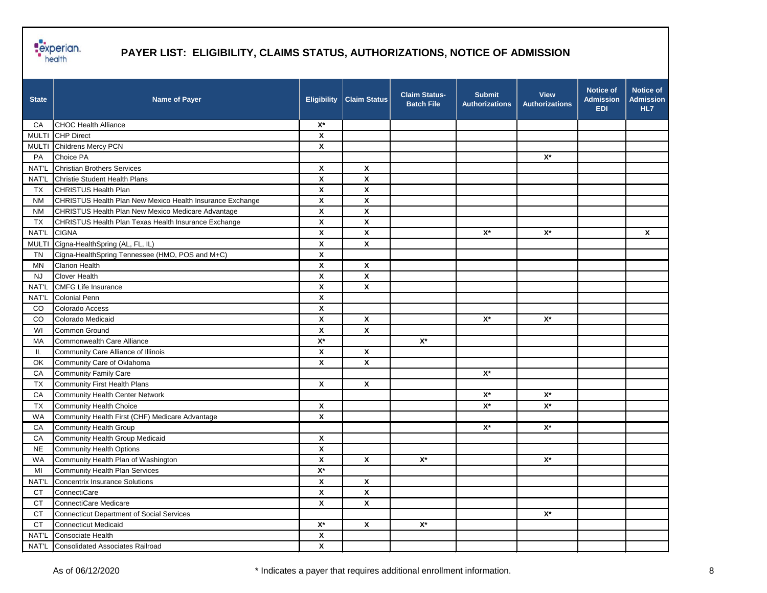# PAYER LIST: ELIGIBILITY, CLAIMS STATUS, AUTHORIZATIONS, NOTICE OF ADMISSION

| State | Name of Payer | Eligibility | Claim Status | Claim Status-Batch File | Submit Authorizations | View Authorizations | Notice of Admission EDI | Notice of Admission HL7 |
|---|---|---|---|---|---|---|---|---|
| CA | CHOC Health Alliance | X* | | | | | | |
| MULTI | CHP Direct | X | | | | | | |
| MULTI | Childrens Mercy PCN | X | | | | | | |
| PA | Choice PA | | | | | X* | | |
| NAT'L | Christian Brothers Services | X | X | | | | | |
| NAT'L | Christie Student Health Plans | X | X | | | | | |
| TX | CHRISTUS Health Plan | X | X | | | | | |
| NM | CHRISTUS Health Plan New Mexico Health Insurance Exchange | X | X | | | | | |
| NM | CHRISTUS Health Plan New Mexico Medicare Advantage | X | X | | | | | |
| TX | CHRISTUS Health Plan Texas Health Insurance Exchange | X | X | | | | | |
| NAT'L | CIGNA | X | X | | X* | X* | | X |
| MULTI | Cigna-HealthSpring (AL, FL, IL) | X | X | | | | | |
| TN | Cigna-HealthSpring Tennessee (HMO, POS and M+C) | X | | | | | | |
| MN | Clarion Health | X | X | | | | | |
| NJ | Clover Health | X | X | | | | | |
| NAT'L | CMFG Life Insurance | X | X | | | | | |
| NAT'L | Colonial Penn | X | | | | | | |
| CO | Colorado Access | X | | | | | | |
| CO | Colorado Medicaid | X | X | | X* | X* | | |
| WI | Common Ground | X | X | | | | | |
| MA | Commonwealth Care Alliance | X* | | X* | | | | |
| IL | Community Care Alliance of Illinois | X | X | | | | | |
| OK | Community Care of Oklahoma | X | X | | | | | |
| CA | Community Family Care | | | | X* | | | |
| TX | Community First Health Plans | X | X | | | | | |
| CA | Community Health Center Network | | | | X* | X* | | |
| TX | Community Health Choice | X | | | X* | X* | | |
| WA | Community Health First (CHF) Medicare Advantage | X | | | | | | |
| CA | Community Health Group | | | | X* | X* | | |
| CA | Community Health Group Medicaid | X | | | | | | |
| NE | Community Health Options | X | | | | | | |
| WA | Community Health Plan of Washington | X | X | X* | | X* | | |
| MI | Community Health Plan Services | X* | | | | | | |
| NAT'L | Concentrix Insurance Solutions | X | X | | | | | |
| CT | ConnectiCare | X | X | | | | | |
| CT | ConnectiCare Medicare | X | X | | | | | |
| CT | Connecticut Department of Social Services | | | | | X* | | |
| CT | Connecticut Medicaid | X* | X | X* | | | | |
| NAT'L | Consociate Health | X | | | | | | |
| NAT'L | Consolidated Associates Railroad | X | | | | | | |

As of 06/12/2020

\* Indicates a payer that requires additional enrollment information.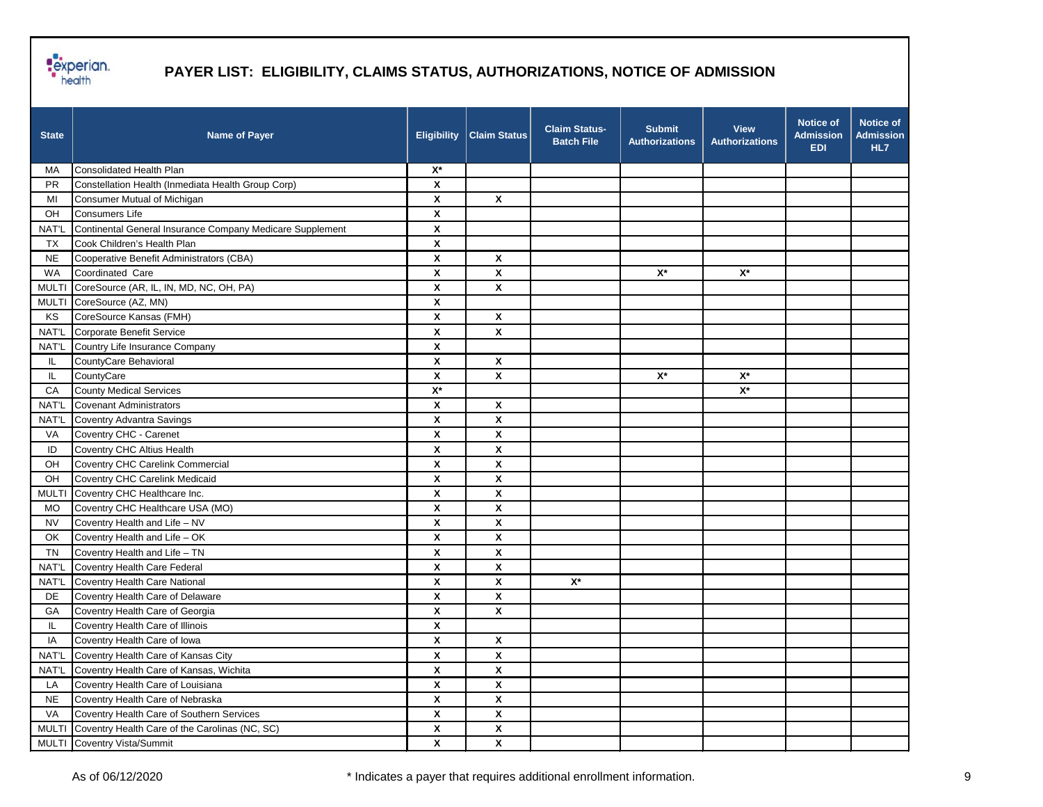## PAYER LIST: ELIGIBILITY, CLAIMS STATUS, AUTHORIZATIONS, NOTICE OF ADMISSION

| State | Name of Payer | Eligibility | Claim Status | Claim Status-Batch File | Submit Authorizations | View Authorizations | Notice of Admission EDI | Notice of Admission HL7 |
|---|---|---|---|---|---|---|---|---|
| MA | Consolidated Health Plan | X* | | | | | | |
| PR | Constellation Health (Inmediata Health Group Corp) | X | | | | | | |
| MI | Consumer Mutual of Michigan | X | X | | | | | |
| OH | Consumers Life | X | | | | | | |
| NAT'L | Continental General Insurance Company Medicare Supplement | X | | | | | | |
| TX | Cook Children's Health Plan | X | | | | | | |
| NE | Cooperative Benefit Administrators (CBA) | X | X | | | | | |
| WA | Coordinated Care | X | X | | X* | X* | | |
| MULTI | CoreSource (AR, IL, IN, MD, NC, OH, PA) | X | X | | | | | |
| MULTI | CoreSource (AZ, MN) | X | | | | | | |
| KS | CoreSource Kansas (FMH) | X | X | | | | | |
| NAT'L | Corporate Benefit Service | X | X | | | | | |
| NAT'L | Country Life Insurance Company | X | | | | | | |
| IL | CountyCare Behavioral | X | X | | | | | |
| IL | CountyCare | X | X | | X* | X* | | |
| CA | County Medical Services | X* | | | | X* | | |
| NAT'L | Covenant Administrators | X | X | | | | | |
| NAT'L | Coventry Advantra Savings | X | X | | | | | |
| VA | Coventry CHC - Carenet | X | X | | | | | |
| ID | Coventry CHC Altius Health | X | X | | | | | |
| OH | Coventry CHC Carelink Commercial | X | X | | | | | |
| OH | Coventry CHC Carelink Medicaid | X | X | | | | | |
| MULTI | Coventry CHC Healthcare Inc. | X | X | | | | | |
| MO | Coventry CHC Healthcare USA (MO) | X | X | | | | | |
| NV | Coventry Health and Life – NV | X | X | | | | | |
| OK | Coventry Health and Life – OK | X | X | | | | | |
| TN | Coventry Health and Life – TN | X | X | | | | | |
| NAT'L | Coventry Health Care Federal | X | X | | | | | |
| NAT'L | Coventry Health Care National | X | X | X* | | | | |
| DE | Coventry Health Care of Delaware | X | X | | | | | |
| GA | Coventry Health Care of Georgia | X | X | | | | | |
| IL | Coventry Health Care of Illinois | X | | | | | | |
| IA | Coventry Health Care of Iowa | X | X | | | | | |
| NAT'L | Coventry Health Care of Kansas City | X | X | | | | | |
| NAT'L | Coventry Health Care of Kansas, Wichita | X | X | | | | | |
| LA | Coventry Health Care of Louisiana | X | X | | | | | |
| NE | Coventry Health Care of Nebraska | X | X | | | | | |
| VA | Coventry Health Care of Southern Services | X | X | | | | | |
| MULTI | Coventry Health Care of the Carolinas (NC, SC) | X | X | | | | | |
| MULTI | Coventry Vista/Summit | X | X | | | | | |

As of 06/12/2020

* Indicates a payer that requires additional enrollment information.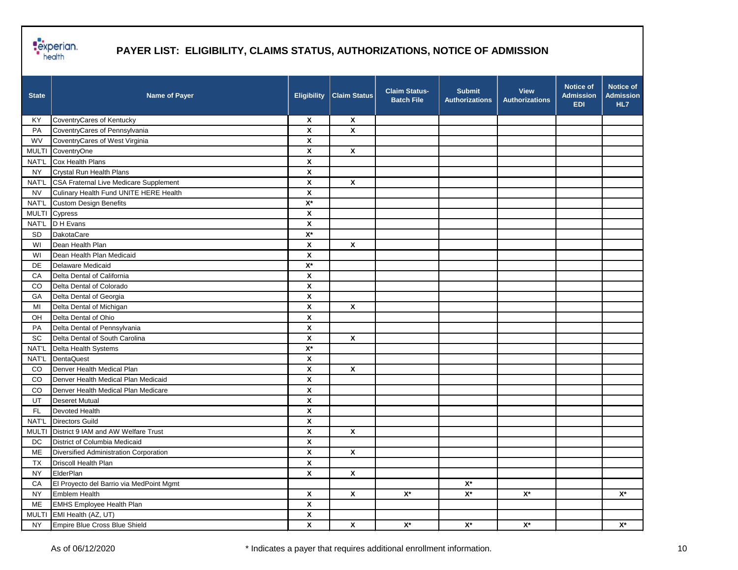# PAYER LIST: ELIGIBILITY, CLAIMS STATUS, AUTHORIZATIONS, NOTICE OF ADMISSION

| State | Name of Payer | Eligibility | Claim Status | Claim Status-Batch File | Submit Authorizations | View Authorizations | Notice of Admission EDI | Notice of Admission HL7 |
|---|---|---|---|---|---|---|---|---|
| KY | CoventryCares of Kentucky | X | X | | | | | |
| PA | CoventryCares of Pennsylvania | X | X | | | | | |
| WV | CoventryCares of West Virginia | X | | | | | | |
| MULTI | CoventryOne | X | X | | | | | |
| NAT'L | Cox Health Plans | X | | | | | | |
| NY | Crystal Run Health Plans | X | | | | | | |
| NAT'L | CSA Fraternal Live Medicare Supplement | X | X | | | | | |
| NV | Culinary Health Fund UNITE HERE Health | X | | | | | | |
| NAT'L | Custom Design Benefits | X* | | | | | | |
| MULTI | Cypress | X | | | | | | |
| NAT'L | D H Evans | X | | | | | | |
| SD | DakotaCare | X* | | | | | | |
| WI | Dean Health Plan | X | X | | | | | |
| WI | Dean Health Plan Medicaid | X | | | | | | |
| DE | Delaware Medicaid | X* | | | | | | |
| CA | Delta Dental of California | X | | | | | | |
| CO | Delta Dental of Colorado | X | | | | | | |
| GA | Delta Dental of Georgia | X | | | | | | |
| MI | Delta Dental of Michigan | X | X | | | | | |
| OH | Delta Dental of Ohio | X | | | | | | |
| PA | Delta Dental of Pennsylvania | X | | | | | | |
| SC | Delta Dental of South Carolina | X | X | | | | | |
| NAT'L | Delta Health Systems | X* | | | | | | |
| NAT'L | DentaQuest | X | | | | | | |
| CO | Denver Health Medical Plan | X | X | | | | | |
| CO | Denver Health Medical Plan Medicaid | X | | | | | | |
| CO | Denver Health Medical Plan Medicare | X | | | | | | |
| UT | Deseret Mutual | X | | | | | | |
| FL | Devoted Health | X | | | | | | |
| NAT'L | Directors Guild | X | | | | | | |
| MULTI | District 9 IAM and AW Welfare Trust | X | X | | | | | |
| DC | District of Columbia Medicaid | X | | | | | | |
| ME | Diversified Administration Corporation | X | X | | | | | |
| TX | Driscoll Health Plan | X | | | | | | |
| NY | ElderPlan | X | X | | | | | |
| CA | El Proyecto del Barrio via MedPoint Mgmt | | | | X* | | | |
| NY | Emblem Health | X | X | X* | X* | X* | | X* |
| ME | EMHS Employee Health Plan | X | | | | | | |
| MULTI | EMI Health (AZ, UT) | X | | | | | | |
| NY | Empire Blue Cross Blue Shield | X | X | X* | X* | X* | | X* |

As of 06/12/2020

* Indicates a payer that requires additional enrollment information.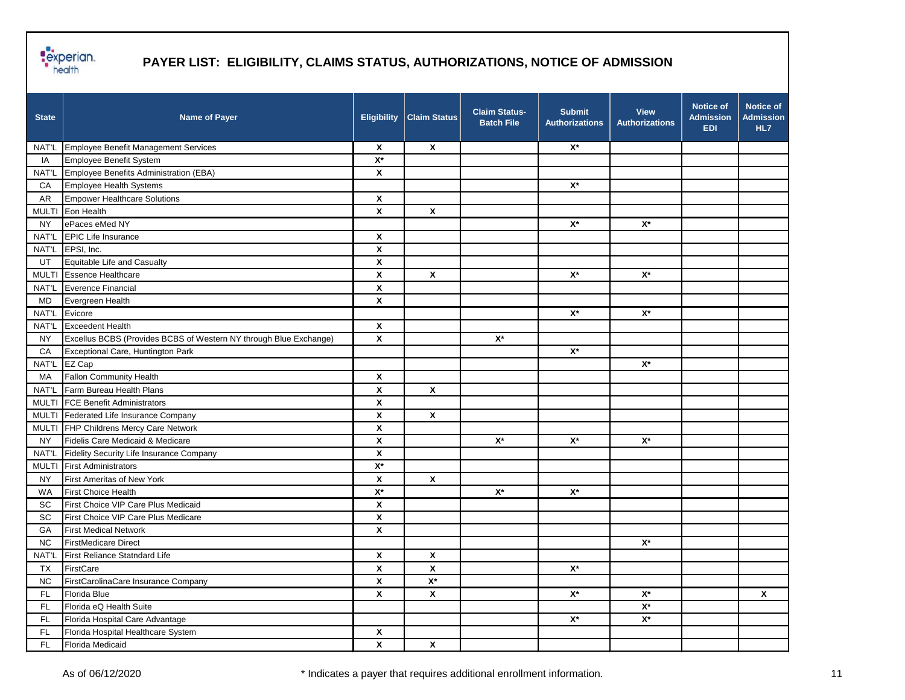# PAYER LIST: ELIGIBILITY, CLAIMS STATUS, AUTHORIZATIONS, NOTICE OF ADMISSION

| State | Name of Payer | Eligibility | Claim Status | Claim Status-Batch File | Submit Authorizations | View Authorizations | Notice of Admission EDI | Notice of Admission HL7 |
|---|---|---|---|---|---|---|---|---|
| NAT'L | Employee Benefit Management Services | X | X | | X* | | | |
| IA | Employee Benefit System | X* | | | | | | |
| NAT'L | Employee Benefits Administration (EBA) | X | | | | | | |
| CA | Employee Health Systems | | | | X* | | | |
| AR | Empower Healthcare Solutions | X | | | | | | |
| MULTI | Eon Health | X | X | | | | | |
| NY | ePaces eMed NY | | | | X* | X* | | |
| NAT'L | EPIC Life Insurance | X | | | | | | |
| NAT'L | EPSI, Inc. | X | | | | | | |
| UT | Equitable Life and Casualty | X | | | | | | |
| MULTI | Essence Healthcare | X | X | | X* | X* | | |
| NAT'L | Everence Financial | X | | | | | | |
| MD | Evergreen Health | X | | | | | | |
| NAT'L | Evicore | | | | X* | X* | | |
| NAT'L | Exceedent Health | X | | | | | | |
| NY | Excellus BCBS (Provides BCBS of Western NY through Blue Exchange) | X | | X* | | | | |
| CA | Exceptional Care, Huntington Park | | | | X* | | | |
| NAT'L | EZ Cap | | | | | X* | | |
| MA | Fallon Community Health | X | | | | | | |
| NAT'L | Farm Bureau Health Plans | X | X | | | | | |
| MULTI | FCE Benefit Administrators | X | | | | | | |
| MULTI | Federated Life Insurance Company | X | X | | | | | |
| MULTI | FHP Childrens Mercy Care Network | X | | | | | | |
| NY | Fidelis Care Medicaid & Medicare | X | | X* | X* | X* | | |
| NAT'L | Fidelity Security Life Insurance Company | X | | | | | | |
| MULTI | First Administrators | X* | | | | | | |
| NY | First Ameritas of New York | X | X | | | | | |
| WA | First Choice Health | X* | | X* | X* | | | |
| SC | First Choice VIP Care Plus Medicaid | X | | | | | | |
| SC | First Choice VIP Care Plus Medicare | X | | | | | | |
| GA | First Medical Network | X | | | | | | |
| NC | FirstMedicare Direct | | | | | X* | | |
| NAT'L | First Reliance Statndard Life | X | X | | | | | |
| TX | FirstCare | X | X | | X* | | | |
| NC | FirstCarolinaCare Insurance Company | X | X* | | | | | |
| FL | Florida Blue | X | X | | X* | X* | | X |
| FL | Florida eQ Health Suite | | | | | X* | | |
| FL | Florida Hospital Care Advantage | | | | X* | X* | | |
| FL | Florida Hospital Healthcare System | X | | | | | | |
| FL | Florida Medicaid | X | X | | | | | |

As of 06/12/2020 &nbsp;&nbsp;&nbsp; * Indicates a payer that requires additional enrollment information.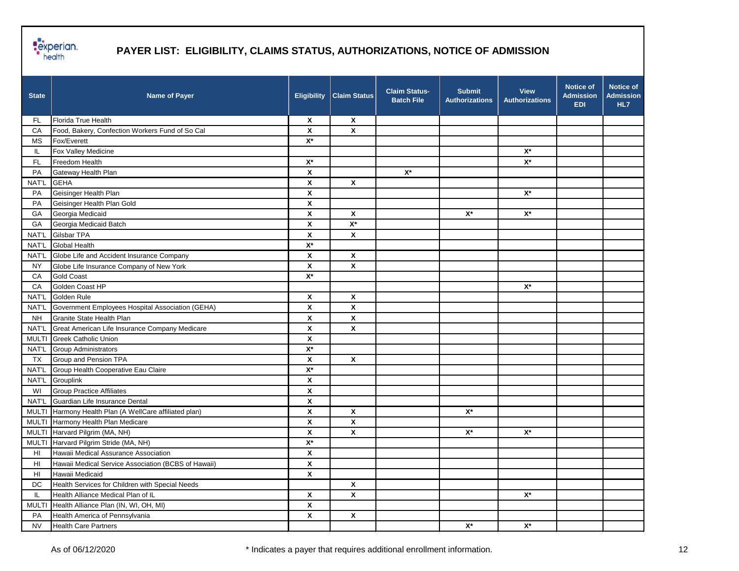# PAYER LIST: ELIGIBILITY, CLAIMS STATUS, AUTHORIZATIONS, NOTICE OF ADMISSION

| State | Name of Payer | Eligibility | Claim Status | Claim Status-Batch File | Submit Authorizations | View Authorizations | Notice of Admission EDI | Notice of Admission HL7 |
|---|---|---|---|---|---|---|---|---|
| FL | Florida True Health | X | X | | | | | |
| CA | Food, Bakery, Confection Workers Fund of So Cal | X | X | | | | | |
| MS | Fox/Everett | X* | | | | | | |
| IL | Fox Valley Medicine | | | | | X* | | |
| FL | Freedom Health | X* | | | | X* | | |
| PA | Gateway Health Plan | X | | X* | | | | |
| NAT'L | GEHA | X | X | | | | | |
| PA | Geisinger Health Plan | X | | | | X* | | |
| PA | Geisinger Health Plan Gold | X | | | | | | |
| GA | Georgia Medicaid | X | X | | X* | X* | | |
| GA | Georgia Medicaid Batch | X | X* | | | | | |
| NAT'L | Gilsbar TPA | X | X | | | | | |
| NAT'L | Global Health | X* | | | | | | |
| NAT'L | Globe Life and Accident Insurance Company | X | X | | | | | |
| NY | Globe Life Insurance Company of New York | X | X | | | | | |
| CA | Gold Coast | X* | | | | | | |
| CA | Golden Coast HP | | | | | X* | | |
| NAT'L | Golden Rule | X | X | | | | | |
| NAT'L | Government Employees Hospital Association (GEHA) | X | X | | | | | |
| NH | Granite State Health Plan | X | X | | | | | |
| NAT'L | Great American Life Insurance Company Medicare | X | X | | | | | |
| MULTI | Greek Catholic Union | X | | | | | | |
| NAT'L | Group Administrators | X* | | | | | | |
| TX | Group and Pension TPA | X | X | | | | | |
| NAT'L | Group Health Cooperative Eau Claire | X* | | | | | | |
| NAT'L | Grouplink | X | | | | | | |
| WI | Group Practice Affiliates | X | | | | | | |
| NAT'L | Guardian Life Insurance Dental | X | | | | | | |
| MULTI | Harmony Health Plan (A WellCare affiliated plan) | X | X | | X* | | | |
| MULTI | Harmony Health Plan Medicare | X | X | | | | | |
| MULTI | Harvard Pilgrim (MA, NH) | X | X | | X* | X* | | |
| MULTI | Harvard Pilgrim Stride (MA, NH) | X* | | | | | | |
| HI | Hawaii Medical Assurance Association | X | | | | | | |
| HI | Hawaii Medical Service Association (BCBS of Hawaii) | X | | | | | | |
| HI | Hawaii Medicaid | X | | | | | | |
| DC | Health Services for Children with Special Needs | | X | | | | | |
| IL | Health Alliance Medical Plan of IL | X | X | | | X* | | |
| MULTI | Health Alliance Plan (IN, WI, OH, MI) | X | | | | | | |
| PA | Health America of Pennsylvania | X | X | | | | | |
| NV | Health Care Partners | | | | X* | X* | | |

As of 06/12/2020

* Indicates a payer that requires additional enrollment information.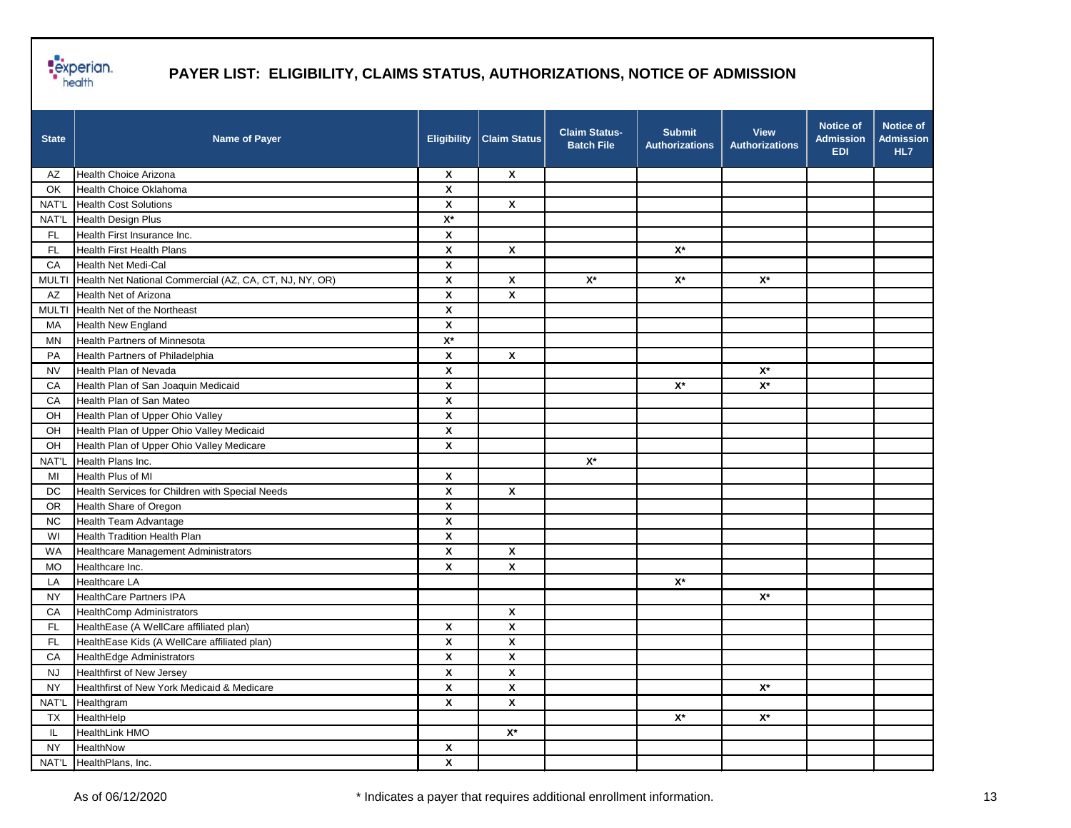# PAYER LIST: ELIGIBILITY, CLAIMS STATUS, AUTHORIZATIONS, NOTICE OF ADMISSION

| State | Name of Payer | Eligibility | Claim Status | Claim Status-Batch File | Submit Authorizations | View Authorizations | Notice of Admission EDI | Notice of Admission HL7 |
|---|---|---|---|---|---|---|---|---|
| AZ | Health Choice Arizona | X | X | | | | | |
| OK | Health Choice Oklahoma | X | | | | | | |
| NAT'L | Health Cost Solutions | X | X | | | | | |
| NAT'L | Health Design Plus | X* | | | | | | |
| FL | Health First Insurance Inc. | X | | | | | | |
| FL | Health First Health Plans | X | X | | X* | | | |
| CA | Health Net Medi-Cal | X | | | | | | |
| MULTI | Health Net National Commercial (AZ, CA, CT, NJ, NY, OR) | X | X | X* | X* | X* | | |
| AZ | Health Net of Arizona | X | X | | | | | |
| MULTI | Health Net of the Northeast | X | | | | | | |
| MA | Health New England | X | | | | | | |
| MN | Health Partners of Minnesota | X* | | | | | | |
| PA | Health Partners of Philadelphia | X | X | | | | | |
| NV | Health Plan of Nevada | X | | | | X* | | |
| CA | Health Plan of San Joaquin Medicaid | X | | | X* | X* | | |
| CA | Health Plan of San Mateo | X | | | | | | |
| OH | Health Plan of Upper Ohio Valley | X | | | | | | |
| OH | Health Plan of Upper Ohio Valley Medicaid | X | | | | | | |
| OH | Health Plan of Upper Ohio Valley Medicare | X | | | | | | |
| NAT'L | Health Plans Inc. | | | X* | | | | |
| MI | Health Plus of MI | X | | | | | | |
| DC | Health Services for Children with Special Needs | X | X | | | | | |
| OR | Health Share of Oregon | X | | | | | | |
| NC | Health Team Advantage | X | | | | | | |
| WI | Health Tradition Health Plan | X | | | | | | |
| WA | Healthcare Management Administrators | X | X | | | | | |
| MO | Healthcare Inc. | X | X | | | | | |
| LA | Healthcare LA | | | | X* | | | |
| NY | HealthCare Partners IPA | | | | | X* | | |
| CA | HealthComp Administrators | | X | | | | | |
| FL | HealthEase (A WellCare affiliated plan) | X | X | | | | | |
| FL | HealthEase Kids (A WellCare affiliated plan) | X | X | | | | | |
| CA | HealthEdge Administrators | X | X | | | | | |
| NJ | Healthfirst of New Jersey | X | X | | | | | |
| NY | Healthfirst of New York Medicaid & Medicare | X | X | | | X* | | |
| NAT'L | Healthgram | X | X | | | | | |
| TX | HealthHelp | | | | X* | X* | | |
| IL | HealthLink HMO | | X* | | | | | |
| NY | HealthNow | X | | | | | | |
| NAT'L | HealthPlans, Inc. | X | | | | | | |

As of 06/12/2020

\* Indicates a payer that requires additional enrollment information.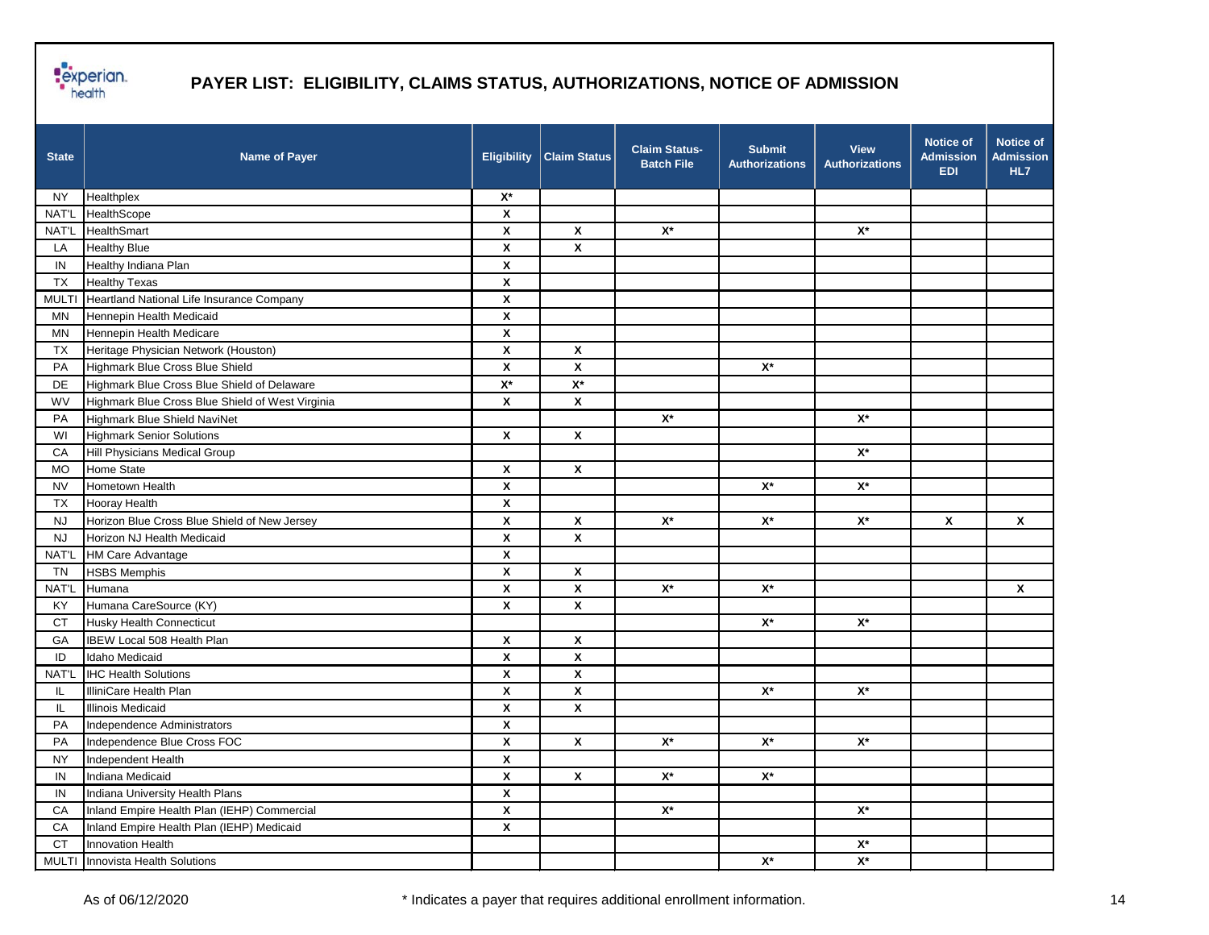# PAYER LIST: ELIGIBILITY, CLAIMS STATUS, AUTHORIZATIONS, NOTICE OF ADMISSION

| State | Name of Payer | Eligibility | Claim Status | Claim Status-Batch File | Submit Authorizations | View Authorizations | Notice of Admission EDI | Notice of Admission HL7 |
|---|---|---|---|---|---|---|---|---|
| NY | Healthplex | X* | | | | | | |
| NAT'L | HealthScope | X | | | | | | |
| NAT'L | HealthSmart | X | X | X* | | X* | | |
| LA | Healthy Blue | X | X | | | | | |
| IN | Healthy Indiana Plan | X | | | | | | |
| TX | Healthy Texas | X | | | | | | |
| MULTI | Heartland National Life Insurance Company | X | | | | | | |
| MN | Hennepin Health Medicaid | X | | | | | | |
| MN | Hennepin Health Medicare | X | | | | | | |
| TX | Heritage Physician Network (Houston) | X | X | | | | | |
| PA | Highmark Blue Cross Blue Shield | X | X | | X* | | | |
| DE | Highmark Blue Cross Blue Shield of Delaware | X* | X* | | | | | |
| WV | Highmark Blue Cross Blue Shield of West Virginia | X | X | | | | | |
| PA | Highmark Blue Shield NaviNet | | | X* | | X* | | |
| WI | Highmark Senior Solutions | X | X | | | | | |
| CA | Hill Physicians Medical Group | | | | | X* | | |
| MO | Home State | X | X | | | | | |
| NV | Hometown Health | X | | | X* | X* | | |
| TX | Hooray Health | X | | | | | | |
| NJ | Horizon Blue Cross Blue Shield of New Jersey | X | X | X* | X* | X* | X | X |
| NJ | Horizon NJ Health Medicaid | X | X | | | | | |
| NAT'L | HM Care Advantage | X | | | | | | |
| TN | HSBS Memphis | X | X | | | | | |
| NAT'L | Humana | X | X | X* | X* | | | X |
| KY | Humana CareSource (KY) | X | X | | | | | |
| CT | Husky Health Connecticut | | | | X* | X* | | |
| GA | IBEW Local 508 Health Plan | X | X | | | | | |
| ID | Idaho Medicaid | X | X | | | | | |
| NAT'L | IHC Health Solutions | X | X | | | | | |
| IL | IlliniCare Health Plan | X | X | | X* | X* | | |
| IL | Illinois Medicaid | X | X | | | | | |
| PA | Independence Administrators | X | | | | | | |
| PA | Independence Blue Cross FOC | X | X | X* | X* | X* | | |
| NY | Independent Health | X | | | | | | |
| IN | Indiana Medicaid | X | X | X* | X* | | | |
| IN | Indiana University Health Plans | X | | | | | | |
| CA | Inland Empire Health Plan (IEHP) Commercial | X | | X* | | X* | | |
| CA | Inland Empire Health Plan (IEHP) Medicaid | X | | | | | | |
| CT | Innovation Health | | | | | X* | | |
| MULTI | Innovista Health Solutions | | | | X* | X* | | |

As of 06/12/2020 &nbsp;&nbsp;&nbsp; * Indicates a payer that requires additional enrollment information.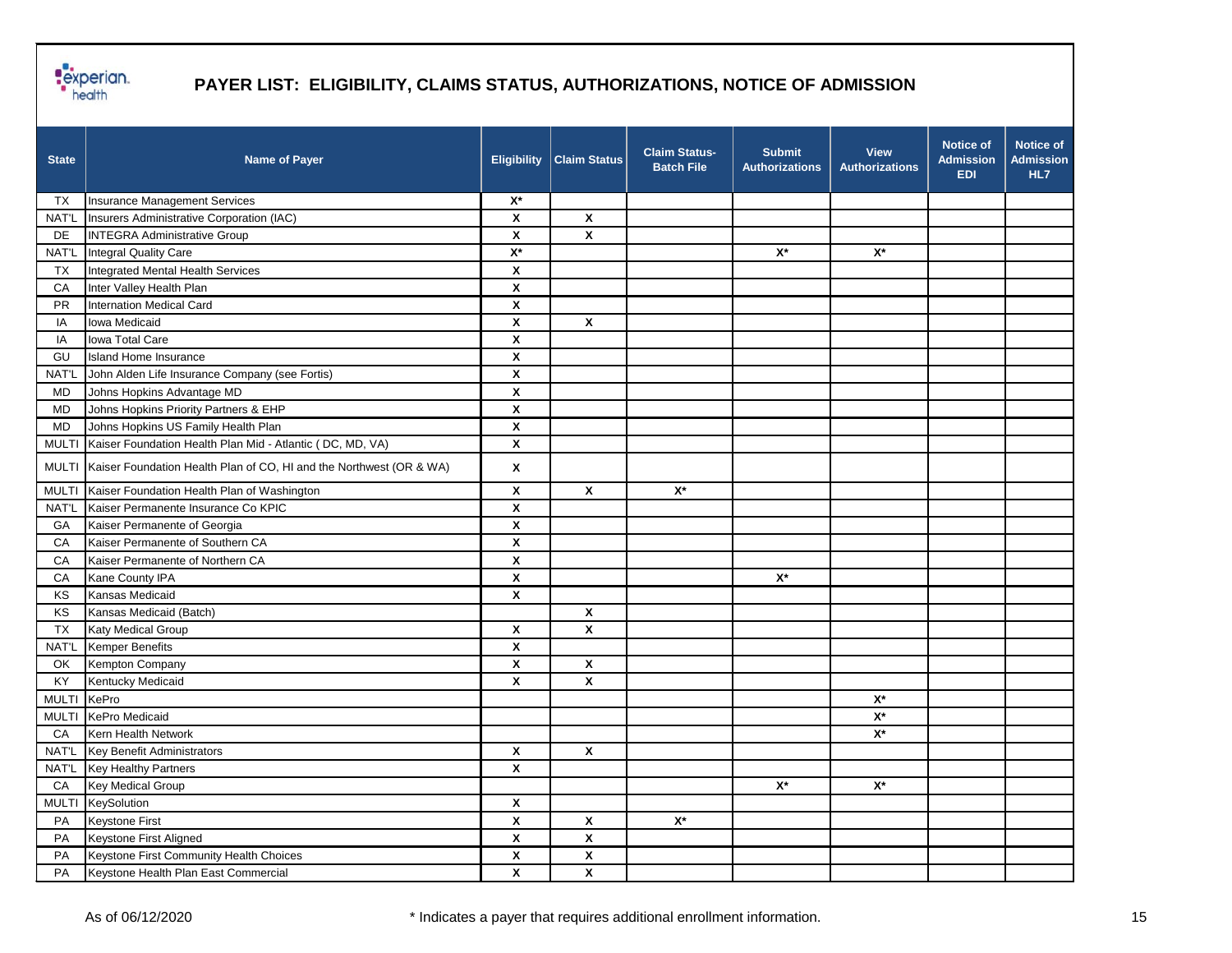## PAYER LIST: ELIGIBILITY, CLAIMS STATUS, AUTHORIZATIONS, NOTICE OF ADMISSION

| State | Name of Payer | Eligibility | Claim Status | Claim Status-Batch File | Submit Authorizations | View Authorizations | Notice of Admission EDI | Notice of Admission HL7 |
|---|---|---|---|---|---|---|---|---|
| TX | Insurance Management Services | X* | | | | | | |
| NAT'L | Insurers Administrative Corporation (IAC) | X | X | | | | | |
| DE | INTEGRA Administrative Group | X | X | | | | | |
| NAT'L | Integral Quality Care | X* | | | X* | X* | | |
| TX | Integrated Mental Health Services | X | | | | | | |
| CA | Inter Valley Health Plan | X | | | | | | |
| PR | Internation Medical Card | X | | | | | | |
| IA | Iowa Medicaid | X | X | | | | | |
| IA | Iowa Total Care | X | | | | | | |
| GU | Island Home Insurance | X | | | | | | |
| NAT'L | John Alden Life Insurance Company (see Fortis) | X | | | | | | |
| MD | Johns Hopkins Advantage MD | X | | | | | | |
| MD | Johns Hopkins Priority Partners & EHP | X | | | | | | |
| MD | Johns Hopkins US Family Health Plan | X | | | | | | |
| MULTI | Kaiser Foundation Health Plan Mid - Atlantic ( DC, MD, VA) | X | | | | | | |
| MULTI | Kaiser Foundation Health Plan of CO, HI and the Northwest (OR & WA) | X | | | | | | |
| MULTI | Kaiser Foundation Health Plan of Washington | X | X | X* | | | | |
| NAT'L | Kaiser Permanente Insurance Co KPIC | X | | | | | | |
| GA | Kaiser Permanente of Georgia | X | | | | | | |
| CA | Kaiser Permanente of Southern CA | X | | | | | | |
| CA | Kaiser Permanente of Northern CA | X | | | | | | |
| CA | Kane County IPA | X | | | X* | | | |
| KS | Kansas Medicaid | X | | | | | | |
| KS | Kansas Medicaid (Batch) | | X | | | | | |
| TX | Katy Medical Group | X | X | | | | | |
| NAT'L | Kemper Benefits | X | | | | | | |
| OK | Kempton Company | X | X | | | | | |
| KY | Kentucky Medicaid | X | X | | | | | |
| MULTI | KePro | | | | | X* | | |
| MULTI | KePro Medicaid | | | | | X* | | |
| CA | Kern Health Network | | | | | X* | | |
| NAT'L | Key Benefit Administrators | X | X | | | | | |
| NAT'L | Key Healthy Partners | X | | | | | | |
| CA | Key Medical Group | | | | X* | X* | | |
| MULTI | KeySolution | X | | | | | | |
| PA | Keystone First | X | X | X* | | | | |
| PA | Keystone First Aligned | X | X | | | | | |
| PA | Keystone First Community Health Choices | X | X | | | | | |
| PA | Keystone Health Plan East Commercial | X | X | | | | | |

As of 06/12/2020

* Indicates a payer that requires additional enrollment information.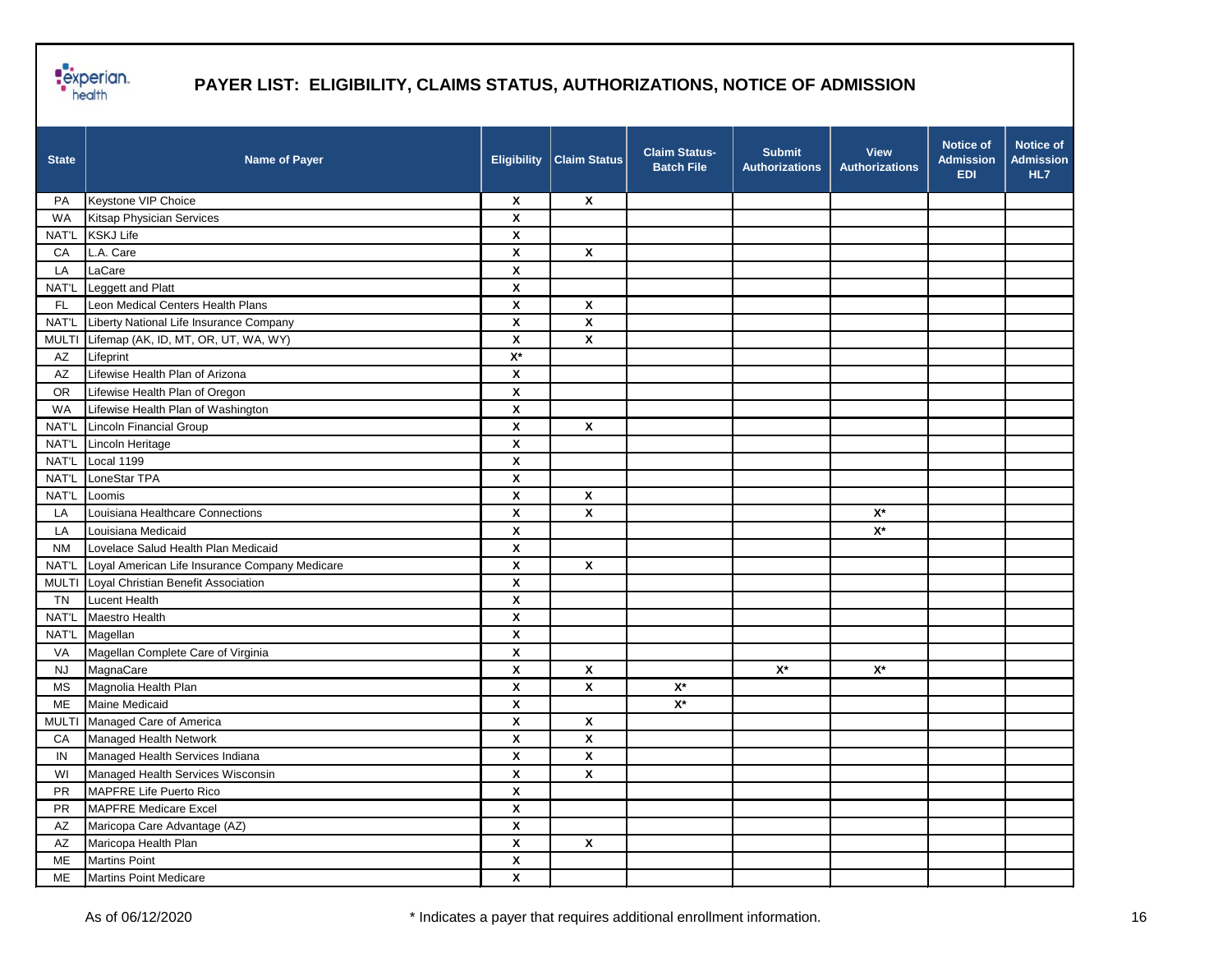# PAYER LIST: ELIGIBILITY, CLAIMS STATUS, AUTHORIZATIONS, NOTICE OF ADMISSION

| State | Name of Payer | Eligibility | Claim Status | Claim Status-Batch File | Submit Authorizations | View Authorizations | Notice of Admission EDI | Notice of Admission HL7 |
|---|---|---|---|---|---|---|---|---|
| PA | Keystone VIP Choice | X | X | | | | | |
| WA | Kitsap Physician Services | X | | | | | | |
| NAT'L | KSKJ Life | X | | | | | | |
| CA | L.A. Care | X | X | | | | | |
| LA | LaCare | X | | | | | | |
| NAT'L | Leggett and Platt | X | | | | | | |
| FL | Leon Medical Centers Health Plans | X | X | | | | | |
| NAT'L | Liberty National Life Insurance Company | X | X | | | | | |
| MULTI | Lifemap (AK, ID, MT, OR, UT, WA, WY) | X | X | | | | | |
| AZ | Lifeprint | X* | | | | | | |
| AZ | Lifewise Health Plan of Arizona | X | | | | | | |
| OR | Lifewise Health Plan of Oregon | X | | | | | | |
| WA | Lifewise Health Plan of Washington | X | | | | | | |
| NAT'L | Lincoln Financial Group | X | X | | | | | |
| NAT'L | Lincoln Heritage | X | | | | | | |
| NAT'L | Local 1199 | X | | | | | | |
| NAT'L | LoneStar TPA | X | | | | | | |
| NAT'L | Loomis | X | X | | | | | |
| LA | Louisiana Healthcare Connections | X | X | | | X* | | |
| LA | Louisiana Medicaid | X | | | | X* | | |
| NM | Lovelace Salud Health Plan Medicaid | X | | | | | | |
| NAT'L | Loyal American Life Insurance Company Medicare | X | X | | | | | |
| MULTI | Loyal Christian Benefit Association | X | | | | | | |
| TN | Lucent Health | X | | | | | | |
| NAT'L | Maestro Health | X | | | | | | |
| NAT'L | Magellan | X | | | | | | |
| VA | Magellan Complete Care of Virginia | X | | | | | | |
| NJ | MagnaCare | X | X | | X* | X* | | |
| MS | Magnolia Health Plan | X | X | X* | | | | |
| ME | Maine Medicaid | X | | X* | | | | |
| MULTI | Managed Care of America | X | X | | | | | |
| CA | Managed Health Network | X | X | | | | | |
| IN | Managed Health Services Indiana | X | X | | | | | |
| WI | Managed Health Services Wisconsin | X | X | | | | | |
| PR | MAPFRE Life Puerto Rico | X | | | | | | |
| PR | MAPFRE Medicare Excel | X | | | | | | |
| AZ | Maricopa Care Advantage (AZ) | X | | | | | | |
| AZ | Maricopa Health Plan | X | X | | | | | |
| ME | Martins Point | X | | | | | | |
| ME | Martins Point Medicare | X | | | | | | |

As of 06/12/2020

* Indicates a payer that requires additional enrollment information.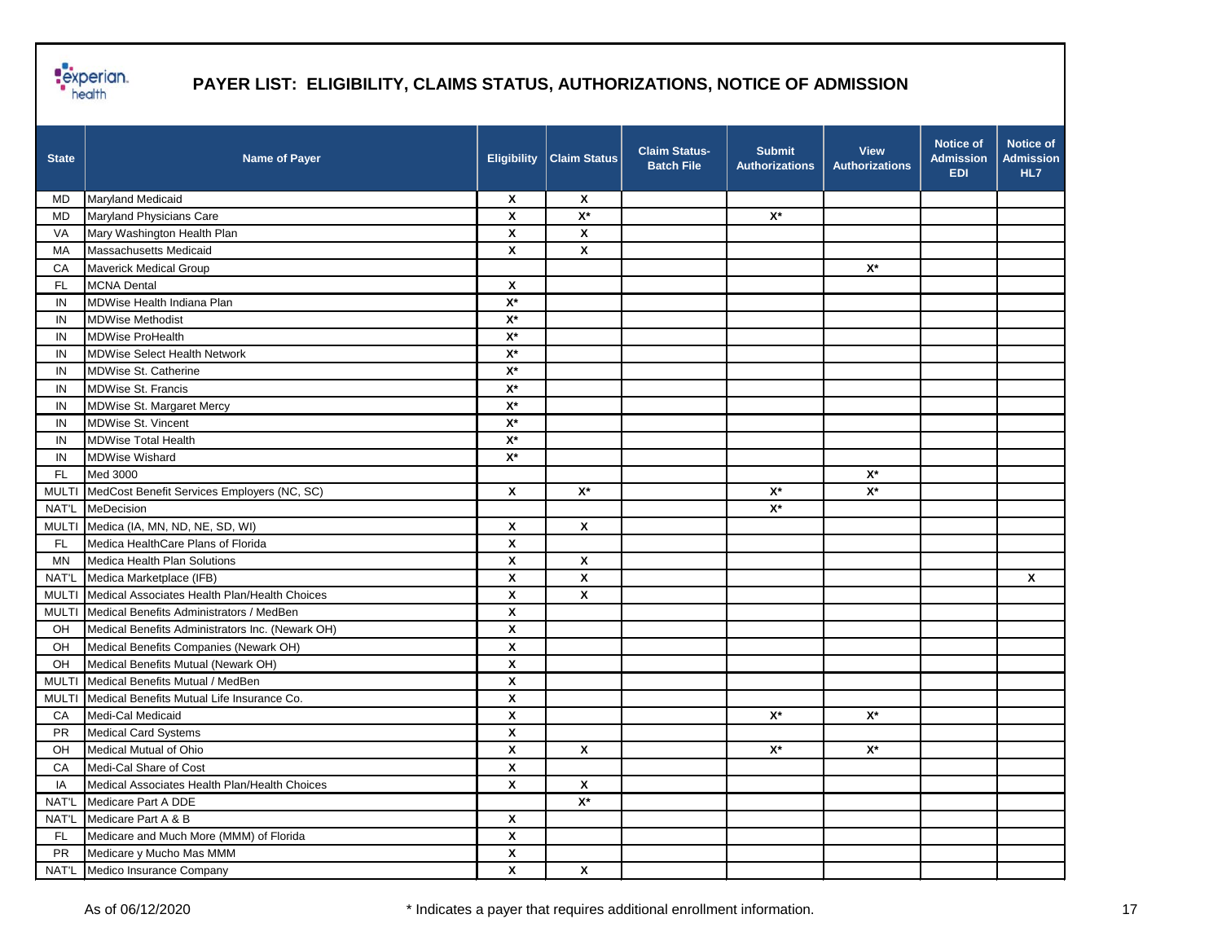# PAYER LIST: ELIGIBILITY, CLAIMS STATUS, AUTHORIZATIONS, NOTICE OF ADMISSION

| State | Name of Payer | Eligibility | Claim Status | Claim Status-Batch File | Submit Authorizations | View Authorizations | Notice of Admission EDI | Notice of Admission HL7 |
|---|---|---|---|---|---|---|---|---|
| MD | Maryland Medicaid | X | X | | | | | |
| MD | Maryland Physicians Care | X | X* | | X* | | | |
| VA | Mary Washington Health Plan | X | X | | | | | |
| MA | Massachusetts Medicaid | X | X | | | | | |
| CA | Maverick Medical Group | | | | | X* | | |
| FL | MCNA Dental | X | | | | | | |
| IN | MDWise Health Indiana Plan | X* | | | | | | |
| IN | MDWise Methodist | X* | | | | | | |
| IN | MDWise ProHealth | X* | | | | | | |
| IN | MDWise Select Health Network | X* | | | | | | |
| IN | MDWise St. Catherine | X* | | | | | | |
| IN | MDWise St. Francis | X* | | | | | | |
| IN | MDWise St. Margaret Mercy | X* | | | | | | |
| IN | MDWise St. Vincent | X* | | | | | | |
| IN | MDWise Total Health | X* | | | | | | |
| IN | MDWise Wishard | X* | | | | | | |
| FL | Med 3000 | | | | | X* | | |
| MULTI | MedCost Benefit Services Employers (NC, SC) | X | X* | | X* | X* | | |
| NAT'L | MeDecision | | | | X* | | | |
| MULTI | Medica (IA, MN, ND, NE, SD, WI) | X | X | | | | | |
| FL | Medica HealthCare Plans of Florida | X | | | | | | |
| MN | Medica Health Plan Solutions | X | X | | | | | |
| NAT'L | Medica Marketplace (IFB) | X | X | | | | | X |
| MULTI | Medical Associates Health Plan/Health Choices | X | X | | | | | |
| MULTI | Medical Benefits Administrators / MedBen | X | | | | | | |
| OH | Medical Benefits Administrators Inc. (Newark OH) | X | | | | | | |
| OH | Medical Benefits Companies (Newark OH) | X | | | | | | |
| OH | Medical Benefits Mutual (Newark OH) | X | | | | | | |
| MULTI | Medical Benefits Mutual / MedBen | X | | | | | | |
| MULTI | Medical Benefits Mutual Life Insurance Co. | X | | | | | | |
| CA | Medi-Cal Medicaid | X | | | X* | X* | | |
| PR | Medical Card Systems | X | | | | | | |
| OH | Medical Mutual of Ohio | X | X | | X* | X* | | |
| CA | Medi-Cal Share of Cost | X | | | | | | |
| IA | Medical Associates Health Plan/Health Choices | X | X | | | | | |
| NAT'L | Medicare Part A DDE | | X* | | | | | |
| NAT'L | Medicare Part A & B | X | | | | | | |
| FL | Medicare and Much More (MMM) of Florida | X | | | | | | |
| PR | Medicare y Mucho Mas MMM | X | | | | | | |
| NAT'L | Medico Insurance Company | X | X | | | | | |

As of 06/12/2020

* Indicates a payer that requires additional enrollment information.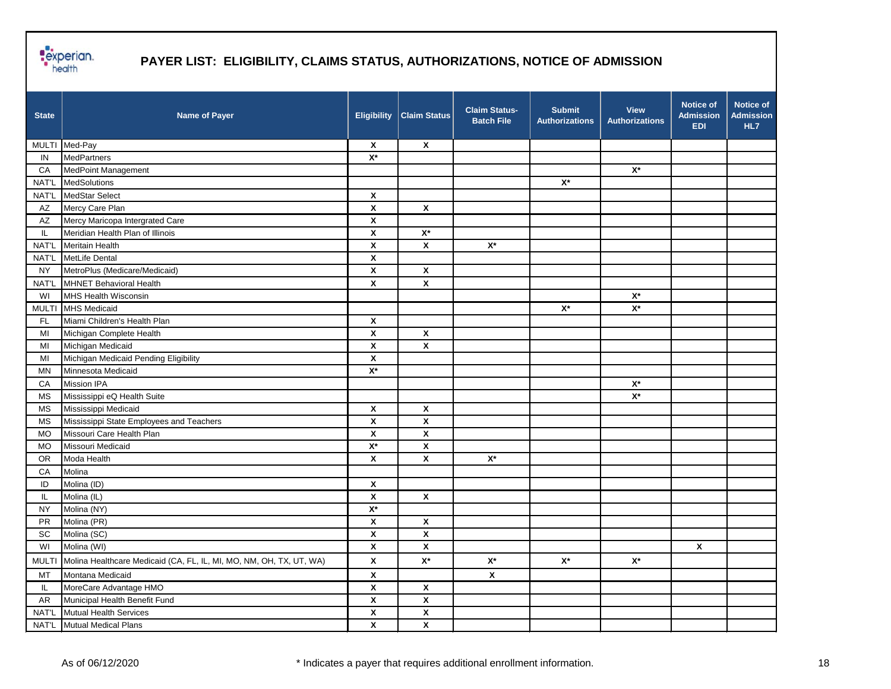# PAYER LIST: ELIGIBILITY, CLAIMS STATUS, AUTHORIZATIONS, NOTICE OF ADMISSION

| State | Name of Payer | Eligibility | Claim Status | Claim Status-Batch File | Submit Authorizations | View Authorizations | Notice of Admission EDI | Notice of Admission HL7 |
|---|---|---|---|---|---|---|---|---|
| MULTI | Med-Pay | X | X | | | | | |
| IN | MedPartners | X* | | | | | | |
| CA | MedPoint Management | | | | | X* | | |
| NAT'L | MedSolutions | | | | X* | | | |
| NAT'L | MedStar Select | X | | | | | | |
| AZ | Mercy Care Plan | X | X | | | | | |
| AZ | Mercy Maricopa Intergrated Care | X | | | | | | |
| IL | Meridian Health Plan of Illinois | X | X* | | | | | |
| NAT'L | Meritain Health | X | X | X* | | | | |
| NAT'L | MetLife Dental | X | | | | | | |
| NY | MetroPlus (Medicare/Medicaid) | X | X | | | | | |
| NAT'L | MHNET Behavioral Health | X | X | | | | | |
| WI | MHS Health Wisconsin | | | | | X* | | |
| MULTI | MHS Medicaid | | | | X* | X* | | |
| FL | Miami Children's Health Plan | X | | | | | | |
| MI | Michigan Complete Health | X | X | | | | | |
| MI | Michigan Medicaid | X | X | | | | | |
| MI | Michigan Medicaid Pending Eligibility | X | | | | | | |
| MN | Minnesota Medicaid | X* | | | | | | |
| CA | Mission IPA | | | | | X* | | |
| MS | Mississippi eQ Health Suite | | | | | X* | | |
| MS | Mississippi Medicaid | X | X | | | | | |
| MS | Mississippi State Employees and Teachers | X | X | | | | | |
| MO | Missouri Care Health Plan | X | X | | | | | |
| MO | Missouri Medicaid | X* | X | | | | | |
| OR | Moda Health | X | X | X* | | | | |
| CA | Molina | | | | | | | |
| ID | Molina (ID) | X | | | | | | |
| IL | Molina (IL) | X | X | | | | | |
| NY | Molina (NY) | X* | | | | | | |
| PR | Molina (PR) | X | X | | | | | |
| SC | Molina (SC) | X | X | | | | | |
| WI | Molina (WI) | X | X | | | | X | |
| MULTI | Molina Healthcare Medicaid (CA, FL, IL, MI, MO, NM, OH, TX, UT, WA) | X | X* | X* | X* | X* | | |
| MT | Montana Medicaid | X | | X | | | | |
| IL | MoreCare Advantage HMO | X | X | | | | | |
| AR | Municipal Health Benefit Fund | X | X | | | | | |
| NAT'L | Mutual Health Services | X | X | | | | | |
| NAT'L | Mutual Medical Plans | X | X | | | | | |

As of 06/12/2020

\* Indicates a payer that requires additional enrollment information.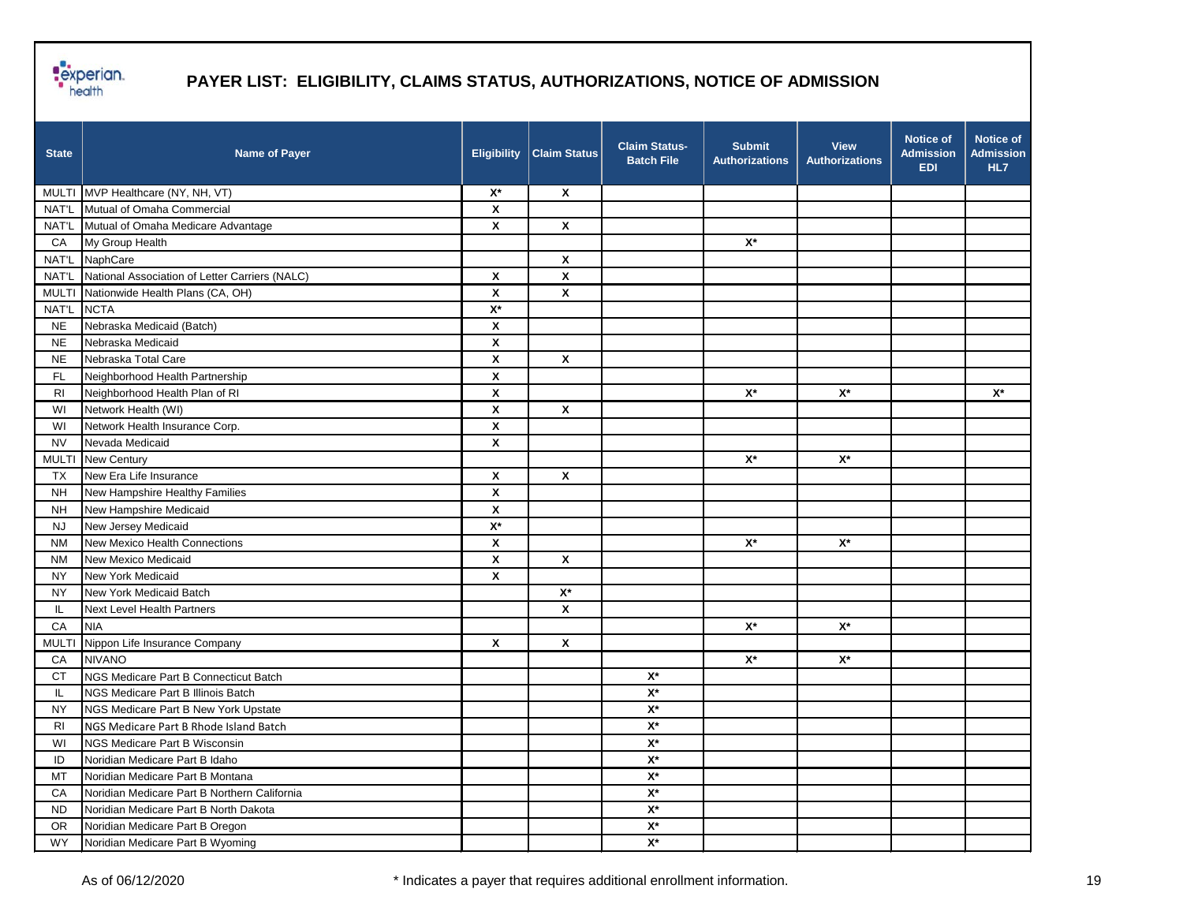# PAYER LIST: ELIGIBILITY, CLAIMS STATUS, AUTHORIZATIONS, NOTICE OF ADMISSION

| State | Name of Payer | Eligibility | Claim Status | Claim Status-Batch File | Submit Authorizations | View Authorizations | Notice of Admission EDI | Notice of Admission HL7 |
|---|---|---|---|---|---|---|---|---|
| MULTI | MVP Healthcare (NY, NH, VT) | X* | X | | | | | |
| NAT'L | Mutual of Omaha Commercial | X | | | | | | |
| NAT'L | Mutual of Omaha Medicare Advantage | X | X | | | | | |
| CA | My Group Health | | | | X* | | | |
| NAT'L | NaphCare | | X | | | | | |
| NAT'L | National Association of Letter Carriers (NALC) | X | X | | | | | |
| MULTI | Nationwide Health Plans (CA, OH) | X | X | | | | | |
| NAT'L | NCTA | X* | | | | | | |
| NE | Nebraska Medicaid (Batch) | X | | | | | | |
| NE | Nebraska Medicaid | X | | | | | | |
| NE | Nebraska Total Care | X | X | | | | | |
| FL | Neighborhood Health Partnership | X | | | | | | |
| RI | Neighborhood Health Plan of RI | X | | | X* | X* | | X* |
| WI | Network Health (WI) | X | X | | | | | |
| WI | Network Health Insurance Corp. | X | | | | | | |
| NV | Nevada Medicaid | X | | | | | | |
| MULTI | New Century | | | | X* | X* | | |
| TX | New Era Life Insurance | X | X | | | | | |
| NH | New Hampshire Healthy Families | X | | | | | | |
| NH | New Hampshire Medicaid | X | | | | | | |
| NJ | New Jersey Medicaid | X* | | | | | | |
| NM | New Mexico Health Connections | X | | | X* | X* | | |
| NM | New Mexico Medicaid | X | X | | | | | |
| NY | New York Medicaid | X | | | | | | |
| NY | New York Medicaid Batch | | X* | | | | | |
| IL | Next Level Health Partners | | X | | | | | |
| CA | NIA | | | | X* | X* | | |
| MULTI | Nippon Life Insurance Company | X | X | | | | | |
| CA | NIVANO | | | | X* | X* | | |
| CT | NGS Medicare Part B Connecticut Batch | | | X* | | | | |
| IL | NGS Medicare Part B Illinois Batch | | | X* | | | | |
| NY | NGS Medicare Part B New York Upstate | | | X* | | | | |
| RI | NGS Medicare Part B Rhode Island Batch | | | X* | | | | |
| WI | NGS Medicare Part B Wisconsin | | | X* | | | | |
| ID | Noridian Medicare Part B Idaho | | | X* | | | | |
| MT | Noridian Medicare Part B Montana | | | X* | | | | |
| CA | Noridian Medicare Part B Northern California | | | X* | | | | |
| ND | Noridian Medicare Part B North Dakota | | | X* | | | | |
| OR | Noridian Medicare Part B Oregon | | | X* | | | | |
| WY | Noridian Medicare Part B Wyoming | | | X* | | | | |

As of 06/12/2020

* Indicates a payer that requires additional enrollment information.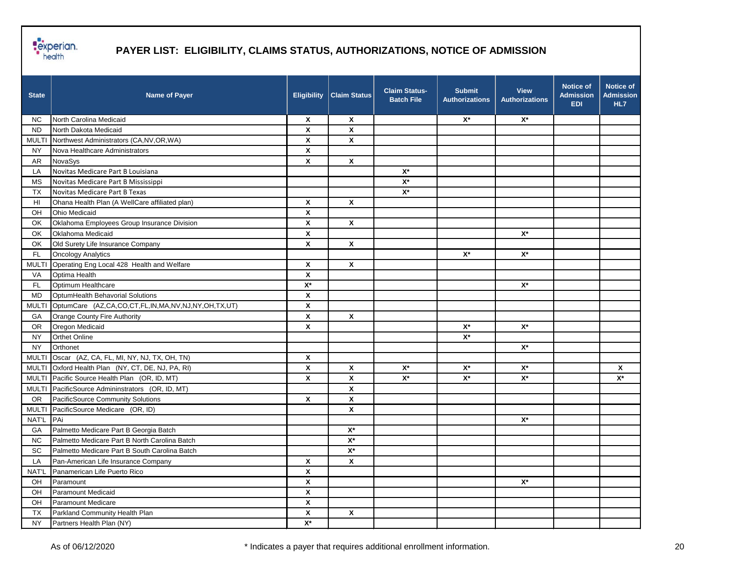# PAYER LIST: ELIGIBILITY, CLAIMS STATUS, AUTHORIZATIONS, NOTICE OF ADMISSION

| State | Name of Payer | Eligibility | Claim Status | Claim Status-Batch File | Submit Authorizations | View Authorizations | Notice of Admission EDI | Notice of Admission HL7 |
|---|---|---|---|---|---|---|---|---|
| NC | North Carolina Medicaid | X | X | | X* | X* | | |
| ND | North Dakota Medicaid | X | X | | | | | |
| MULTI | Northwest Administrators (CA,NV,OR,WA) | X | X | | | | | |
| NY | Nova Healthcare Administrators | X | | | | | | |
| AR | NovaSys | X | X | | | | | |
| LA | Novitas Medicare Part B Louisiana | | | X* | | | | |
| MS | Novitas Medicare Part B Mississippi | | | X* | | | | |
| TX | Novitas Medicare Part B Texas | | | X* | | | | |
| HI | Ohana Health Plan (A WellCare affiliated plan) | X | X | | | | | |
| OH | Ohio Medicaid | X | | | | | | |
| OK | Oklahoma Employees Group Insurance Division | X | X | | | | | |
| OK | Oklahoma Medicaid | X | | | | X* | | |
| OK | Old Surety Life Insurance Company | X | X | | | | | |
| FL | Oncology Analytics | | | | X* | X* | | |
| MULTI | Operating Eng Local 428 Health and Welfare | X | X | | | | | |
| VA | Optima Health | X | | | | | | |
| FL | Optimum Healthcare | X* | | | | X* | | |
| MD | OptumHealth Behavorial Solutions | X | | | | | | |
| MULTI | OptumCare (AZ,CA,CO,CT,FL,IN,MA,NV,NJ,NY,OH,TX,UT) | X | | | | | | |
| GA | Orange County Fire Authority | X | X | | | | | |
| OR | Oregon Medicaid | X | | | X* | X* | | |
| NY | Orthet Online | | | | X* | | | |
| NY | Orthonet | | | | | X* | | |
| MULTI | Oscar (AZ, CA, FL, MI, NY, NJ, TX, OH, TN) | X | | | | | | |
| MULTI | Oxford Health Plan (NY, CT, DE, NJ, PA, RI) | X | X | X* | X* | X* | | X |
| MULTI | Pacific Source Health Plan (OR, ID, MT) | X | X | X* | X* | X* | | X* |
| MULTI | PacificSource Admininstrators (OR, ID, MT) | | X | | | | | |
| OR | PacificSource Community Solutions | X | X | | | | | |
| MULTI | PacificSource Medicare (OR, ID) | | X | | | | | |
| NAT'L | PAi | | | | | X* | | |
| GA | Palmetto Medicare Part B Georgia Batch | | X* | | | | | |
| NC | Palmetto Medicare Part B North Carolina Batch | | X* | | | | | |
| SC | Palmetto Medicare Part B South Carolina Batch | | X* | | | | | |
| LA | Pan-American Life Insurance Company | X | X | | | | | |
| NAT'L | Panamerican Life Puerto Rico | X | | | | | | |
| OH | Paramount | X | | | | X* | | |
| OH | Paramount Medicaid | X | | | | | | |
| OH | Paramount Medicare | X | | | | | | |
| TX | Parkland Community Health Plan | X | X | | | | | |
| NY | Partners Health Plan (NY) | X* | | | | | | |

As of 06/12/2020

\* Indicates a payer that requires additional enrollment information.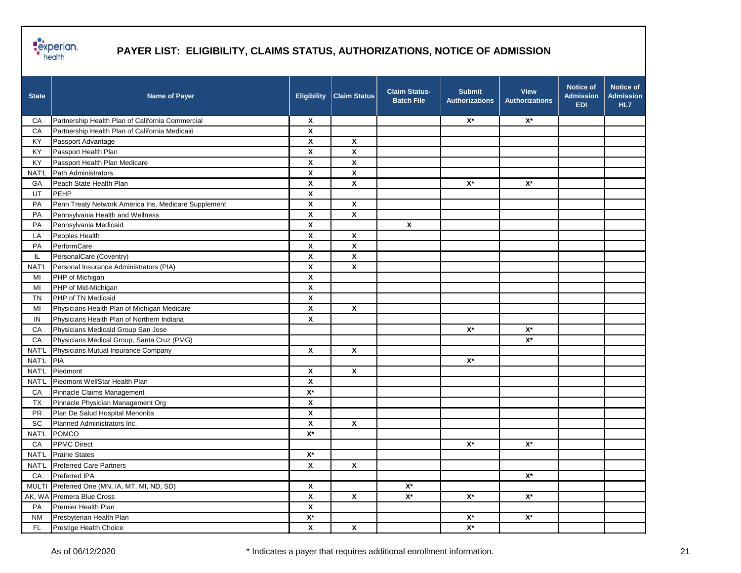# PAYER LIST: ELIGIBILITY, CLAIMS STATUS, AUTHORIZATIONS, NOTICE OF ADMISSION

| State | Name of Payer | Eligibility | Claim Status | Claim Status-Batch File | Submit Authorizations | View Authorizations | Notice of Admission EDI | Notice of Admission HL7 |
|---|---|---|---|---|---|---|---|---|
| CA | Partnership Health Plan of California Commercial | X | | | X* | X* | | |
| CA | Partnership Health Plan of California Medicaid | X | | | | | | |
| KY | Passport Advantage | X | X | | | | | |
| KY | Passport Health Plan | X | X | | | | | |
| KY | Passport Health Plan Medicare | X | X | | | | | |
| NAT'L | Path Administrators | X | X | | | | | |
| GA | Peach State Health Plan | X | X | | X* | X* | | |
| UT | PEHP | X | | | | | | |
| PA | Penn Treaty Network America Ins. Medicare Supplement | X | X | | | | | |
| PA | Pennsylvania Health and Wellness | X | X | | | | | |
| PA | Pennsylvania Medicaid | X | | X | | | | |
| LA | Peoples Health | X | X | | | | | |
| PA | PerformCare | X | X | | | | | |
| IL | PersonalCare (Coventry) | X | X | | | | | |
| NAT'L | Personal Insurance Administrators (PIA) | X | X | | | | | |
| MI | PHP of Michigan | X | | | | | | |
| MI | PHP of Mid-Michigan | X | | | | | | |
| TN | PHP of TN Medicaid | X | | | | | | |
| MI | Physicians Health Plan of Michigan Medicare | X | X | | | | | |
| IN | Physicians Health Plan of Northern Indiana | X | | | | | | |
| CA | Physicians Medicald Group San Jose | | | | X* | X* | | |
| CA | Physicians Medical Group, Santa Cruz (PMG) | | | | | X* | | |
| NAT'L | Physicians Mutual Insurance Company | X | X | | | | | |
| NAT'L | PIA | | | | X* | | | |
| NAT'L | Piedmont | X | X | | | | | |
| NAT'L | Piedmont WellStar Health Plan | X | | | | | | |
| CA | Pinnacle Claims Management | X* | | | | | | |
| TX | Pinnacle Physician Management Org | X | | | | | | |
| PR | Plan De Salud Hospital Menonita | X | | | | | | |
| SC | Planned Administrators Inc. | X | X | | | | | |
| NAT'L | POMCO | X* | | | | | | |
| CA | PPMC Direct | | | | X* | X* | | |
| NAT'L | Prairie States | X* | | | | | | |
| NAT'L | Preferred Care Partners | X | X | | | | | |
| CA | Preferred IPA | | | | | X* | | |
| MULTI | Preferred One (MN, IA, MT, MI, ND, SD) | X | | X* | | | | |
| AK, WA | Premera Blue Cross | X | X | X* | X* | X* | | |
| PA | Premier Health Plan | X | | | | | | |
| NM | Presbyterian Health Plan | X* | | | X* | X* | | |
| FL | Prestige Health Choice | X | X | | X* | | | |

As of 06/12/2020

\* Indicates a payer that requires additional enrollment information.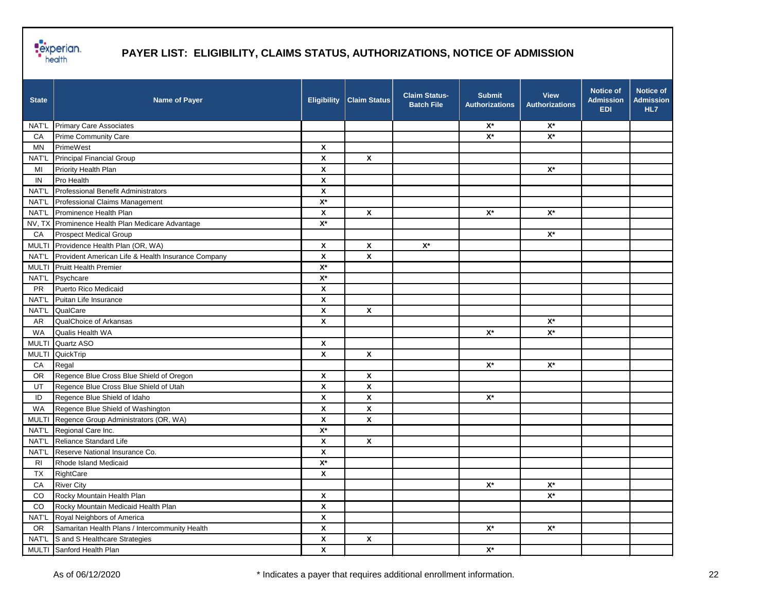# PAYER LIST: ELIGIBILITY, CLAIMS STATUS, AUTHORIZATIONS, NOTICE OF ADMISSION

| State | Name of Payer | Eligibility | Claim Status | Claim Status-Batch File | Submit Authorizations | View Authorizations | Notice of Admission EDI | Notice of Admission HL7 |
|---|---|---|---|---|---|---|---|---|
| NAT'L | Primary Care Associates | | | | X* | X* | | |
| CA | Prime Community Care | | | | X* | X* | | |
| MN | PrimeWest | X | | | | | | |
| NAT'L | Principal Financial Group | X | X | | | | | |
| MI | Priority Health Plan | X | | | | X* | | |
| IN | Pro Health | X | | | | | | |
| NAT'L | Professional Benefit Administrators | X | | | | | | |
| NAT'L | Professional Claims Management | X* | | | | | | |
| NAT'L | Prominence Health Plan | X | X | | X* | X* | | |
| NV, TX | Prominence Health Plan Medicare Advantage | X* | | | | | | |
| CA | Prospect Medical Group | | | | | X* | | |
| MULTI | Providence Health Plan (OR, WA) | X | X | X* | | | | |
| NAT'L | Provident American Life & Health Insurance Company | X | X | | | | | |
| MULTI | Pruitt Health Premier | X* | | | | | | |
| NAT'L | Psychcare | X* | | | | | | |
| PR | Puerto Rico Medicaid | X | | | | | | |
| NAT'L | Puitan Life Insurance | X | | | | | | |
| NAT'L | QualCare | X | X | | | | | |
| AR | QualChoice of Arkansas | X | | | | X* | | |
| WA | Qualis Health WA | | | | X* | X* | | |
| MULTI | Quartz ASO | X | | | | | | |
| MULTI | QuickTrip | X | X | | | | | |
| CA | Regal | | | | X* | X* | | |
| OR | Regence Blue Cross Blue Shield of Oregon | X | X | | | | | |
| UT | Regence Blue Cross Blue Shield of Utah | X | X | | | | | |
| ID | Regence Blue Shield of Idaho | X | X | | X* | | | |
| WA | Regence Blue Shield of Washington | X | X | | | | | |
| MULTI | Regence Group Administrators (OR, WA) | X | X | | | | | |
| NAT'L | Regional Care Inc. | X* | | | | | | |
| NAT'L | Reliance Standard Life | X | X | | | | | |
| NAT'L | Reserve National Insurance Co. | X | | | | | | |
| RI | Rhode Island Medicaid | X* | | | | | | |
| TX | RightCare | X | | | | | | |
| CA | River City | | | | X* | X* | | |
| CO | Rocky Mountain Health Plan | X | | | | X* | | |
| CO | Rocky Mountain Medicaid Health Plan | X | | | | | | |
| NAT'L | Royal Neighbors of America | X | | | | | | |
| OR | Samaritan Health Plans / Intercommunity Health | X | | | X* | X* | | |
| NAT'L | S and S Healthcare Strategies | X | X | | | | | |
| MULTI | Sanford Health Plan | X | | | X* | | | |

As of 06/12/2020

\* Indicates a payer that requires additional enrollment information.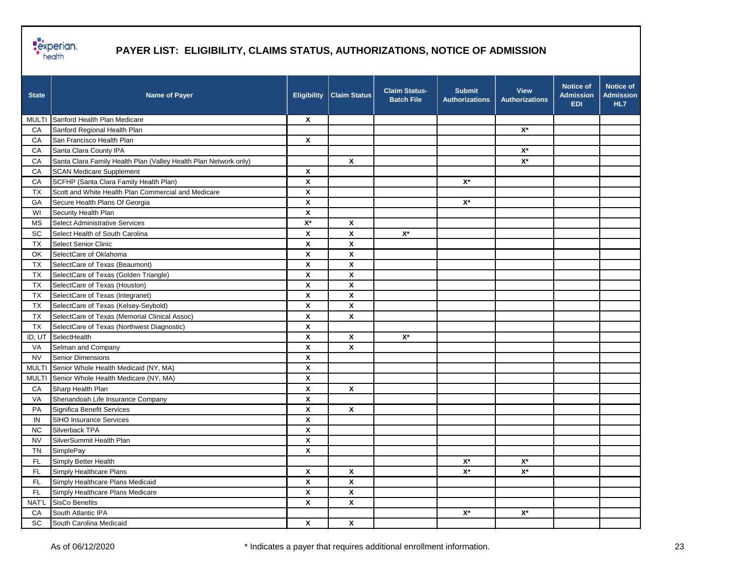# PAYER LIST: ELIGIBILITY, CLAIMS STATUS, AUTHORIZATIONS, NOTICE OF ADMISSION

| State | Name of Payer | Eligibility | Claim Status | Claim Status-Batch File | Submit Authorizations | View Authorizations | Notice of Admission EDI | Notice of Admission HL7 |
|---|---|---|---|---|---|---|---|---|
| MULTI | Sanford Health Plan Medicare | X | | | | | | |
| CA | Sanford Regional Health Plan | | | | | X* | | |
| CA | San Francisco Health Plan | X | | | | | | |
| CA | Santa Clara County IPA | | | | | X* | | |
| CA | Santa Clara Family Health Plan (Valley Health Plan Network only) | | X | | | X* | | |
| CA | SCAN Medicare Supplement | X | | | | | | |
| CA | SCFHP (Santa Clara Family Health Plan) | X | | | X* | | | |
| TX | Scott and White Health Plan Commercial and Medicare | X | | | | | | |
| GA | Secure Health Plans Of Georgia | X | | | X* | | | |
| WI | Security Health Plan | X | | | | | | |
| MS | Select Administrative Services | X* | X | | | | | |
| SC | Select Health of South Carolina | X | X | X* | | | | |
| TX | Select Senior Clinic | X | X | | | | | |
| OK | SelectCare of Oklahoma | X | X | | | | | |
| TX | SelectCare of Texas (Beaumont) | X | X | | | | | |
| TX | SelectCare of Texas (Golden Triangle) | X | X | | | | | |
| TX | SelectCare of Texas (Houston) | X | X | | | | | |
| TX | SelectCare of Texas (Integranet) | X | X | | | | | |
| TX | SelectCare of Texas (Kelsey-Seybold) | X | X | | | | | |
| TX | SelectCare of Texas (Memorial Clinical Assoc) | X | X | | | | | |
| TX | SelectCare of Texas (Northwest Diagnostic) | X | | | | | | |
| ID, UT | SelectHealth | X | X | X* | | | | |
| VA | Selman and Company | X | X | | | | | |
| NV | Senior Dimensions | X | | | | | | |
| MULTI | Senior Whole Health Medicaid (NY, MA) | X | | | | | | |
| MULTI | Senior Whole Health Medicare (NY, MA) | X | | | | | | |
| CA | Sharp Health Plan | X | X | | | | | |
| VA | Shenandoah Life Insurance Company | X | | | | | | |
| PA | Significa Benefit Services | X | X | | | | | |
| IN | SIHO Insurance Services | X | | | | | | |
| NC | Silverback TPA | X | | | | | | |
| NV | SilverSummit Health Plan | X | | | | | | |
| TN | SimplePay | X | | | | | | |
| FL | Simply Better Health | | | | X* | X* | | |
| FL | Simply Healthcare Plans | X | X | | X* | X* | | |
| FL | Simply Healthcare Plans Medicaid | X | X | | | | | |
| FL | Simply Healthcare Plans Medicare | X | X | | | | | |
| NAT'L | SisCo Benefits | X | X | | | | | |
| CA | South Atlantic IPA | | | | X* | X* | | |
| SC | South Carolina Medicaid | X | X | | | | | |

As of 06/12/2020

\* Indicates a payer that requires additional enrollment information.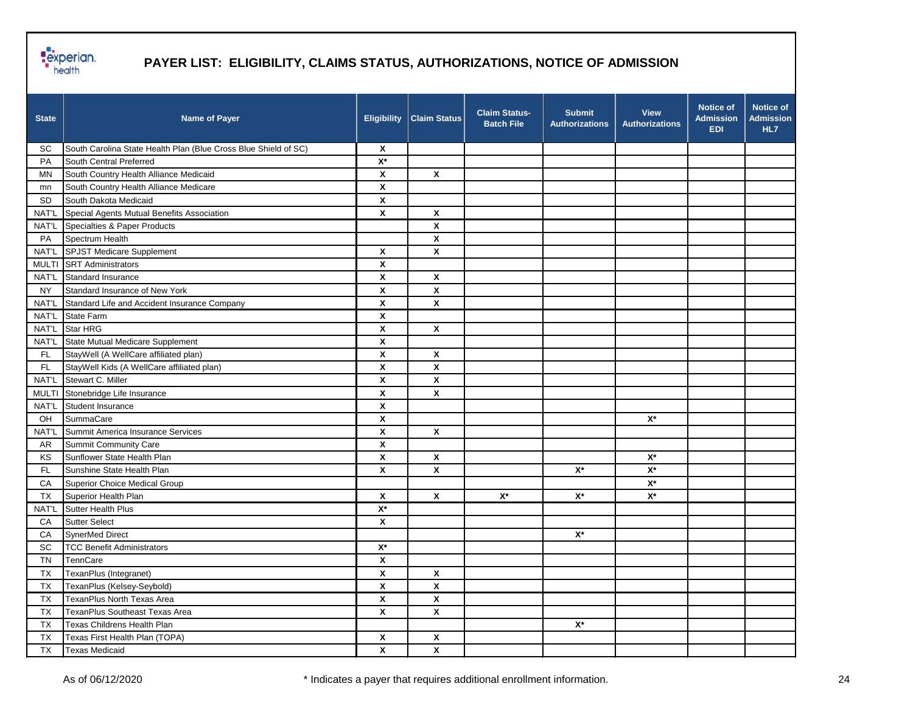# PAYER LIST: ELIGIBILITY, CLAIMS STATUS, AUTHORIZATIONS, NOTICE OF ADMISSION

| State | Name of Payer | Eligibility | Claim Status | Claim Status-Batch File | Submit Authorizations | View Authorizations | Notice of Admission EDI | Notice of Admission HL7 |
|---|---|---|---|---|---|---|---|---|
| SC | South Carolina State Health Plan (Blue Cross Blue Shield of SC) | X | | | | | | |
| PA | South Central Preferred | X* | | | | | | |
| MN | South Country Health Alliance Medicaid | X | X | | | | | |
| mn | South Country Health Alliance Medicare | X | | | | | | |
| SD | South Dakota Medicaid | X | | | | | | |
| NAT'L | Special Agents Mutual Benefits Association | X | X | | | | | |
| NAT'L | Specialties & Paper Products | | X | | | | | |
| PA | Spectrum Health | | X | | | | | |
| NAT'L | SPJST Medicare Supplement | X | X | | | | | |
| MULTI | SRT Administrators | X | | | | | | |
| NAT'L | Standard Insurance | X | X | | | | | |
| NY | Standard Insurance of New York | X | X | | | | | |
| NAT'L | Standard Life and Accident Insurance Company | X | X | | | | | |
| NAT'L | State Farm | X | | | | | | |
| NAT'L | Star HRG | X | X | | | | | |
| NAT'L | State Mutual Medicare Supplement | X | | | | | | |
| FL | StayWell (A WellCare affiliated plan) | X | X | | | | | |
| FL | StayWell Kids (A WellCare affiliated plan) | X | X | | | | | |
| NAT'L | Stewart C. Miller | X | X | | | | | |
| MULTI | Stonebridge Life Insurance | X | X | | | | | |
| NAT'L | Student Insurance | X | | | | | | |
| OH | SummaCare | X | | | | X* | | |
| NAT'L | Summit America Insurance Services | X | X | | | | | |
| AR | Summit Community Care | X | | | | | | |
| KS | Sunflower State Health Plan | X | X | | | X* | | |
| FL | Sunshine State Health Plan | X | X | | X* | X* | | |
| CA | Superior Choice Medical Group | | | | | X* | | |
| TX | Superior Health Plan | X | X | X* | X* | X* | | |
| NAT'L | Sutter Health Plus | X* | | | | | | |
| CA | Sutter Select | X | | | | | | |
| CA | SynerMed Direct | | | | X* | | | |
| SC | TCC Benefit Administrators | X* | | | | | | |
| TN | TennCare | X | | | | | | |
| TX | TexanPlus (Integranet) | X | X | | | | | |
| TX | TexanPlus (Kelsey-Seybold) | X | X | | | | | |
| TX | TexanPlus North Texas Area | X | X | | | | | |
| TX | TexanPlus Southeast Texas Area | X | X | | | | | |
| TX | Texas Childrens Health Plan | | | | X* | | | |
| TX | Texas First Health Plan (TOPA) | X | X | | | | | |
| TX | Texas Medicaid | X | X | | | | | |

As of 06/12/2020

\* Indicates a payer that requires additional enrollment information.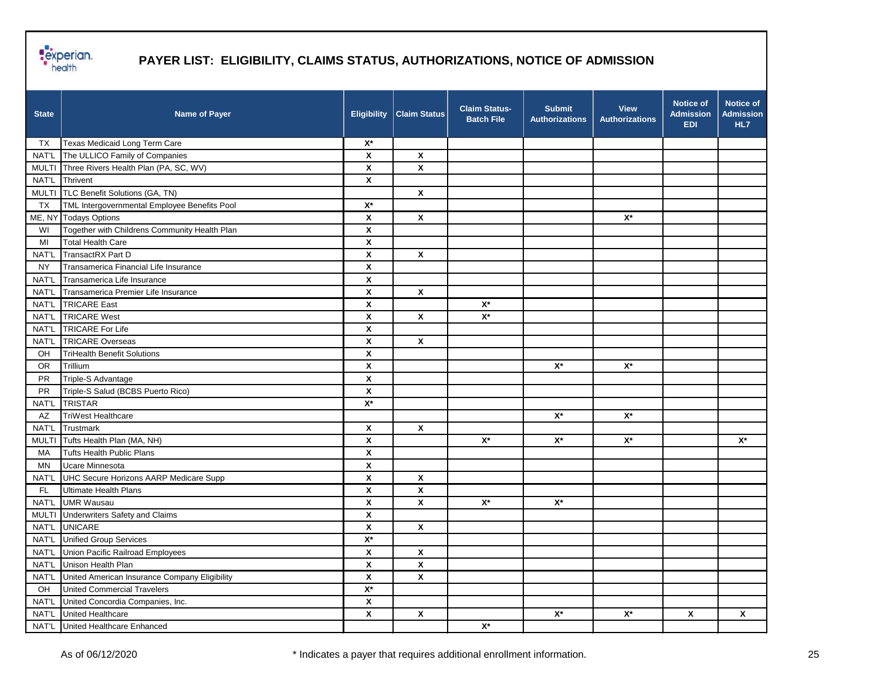# PAYER LIST: ELIGIBILITY, CLAIMS STATUS, AUTHORIZATIONS, NOTICE OF ADMISSION

| State | Name of Payer | Eligibility | Claim Status | Claim Status-Batch File | Submit Authorizations | View Authorizations | Notice of Admission EDI | Notice of Admission HL7 |
|---|---|---|---|---|---|---|---|---|
| TX | Texas Medicaid Long Term Care | X* | | | | | | |
| NAT'L | The ULLICO Family of Companies | X | X | | | | | |
| MULTI | Three Rivers Health Plan (PA, SC, WV) | X | X | | | | | |
| NAT'L | Thrivent | X | | | | | | |
| MULTI | TLC Benefit Solutions (GA, TN) | | X | | | | | |
| TX | TML Intergovernmental Employee Benefits Pool | X* | | | | | | |
| ME, NY | Todays Options | X | X | | | X* | | |
| WI | Together with Childrens Community Health Plan | X | | | | | | |
| MI | Total Health Care | X | | | | | | |
| NAT'L | TransactRX Part D | X | X | | | | | |
| NY | Transamerica Financial Life Insurance | X | | | | | | |
| NAT'L | Transamerica Life Insurance | X | | | | | | |
| NAT'L | Transamerica Premier Life Insurance | X | X | | | | | |
| NAT'L | TRICARE East | X | | X* | | | | |
| NAT'L | TRICARE West | X | X | X* | | | | |
| NAT'L | TRICARE For Life | X | | | | | | |
| NAT'L | TRICARE Overseas | X | X | | | | | |
| OH | TriHealth Benefit Solutions | X | | | | | | |
| OR | Trillium | X | | | X* | X* | | |
| PR | Triple-S Advantage | X | | | | | | |
| PR | Triple-S Salud (BCBS Puerto Rico) | X | | | | | | |
| NAT'L | TRISTAR | X* | | | | | | |
| AZ | TriWest Healthcare | | | | X* | X* | | |
| NAT'L | Trustmark | X | X | | | | | |
| MULTI | Tufts Health Plan (MA, NH) | X | | X* | X* | X* | | X* |
| MA | Tufts Health Public Plans | X | | | | | | |
| MN | Ucare Minnesota | X | | | | | | |
| NAT'L | UHC Secure Horizons AARP Medicare Supp | X | X | | | | | |
| FL | Ultimate Health Plans | X | X | | | | | |
| NAT'L | UMR Wausau | X | X | X* | X* | | | |
| MULTI | Underwriters Safety and Claims | X | | | | | | |
| NAT'L | UNICARE | X | X | | | | | |
| NAT'L | Unified Group Services | X* | | | | | | |
| NAT'L | Union Pacific Railroad Employees | X | X | | | | | |
| NAT'L | Unison Health Plan | X | X | | | | | |
| NAT'L | United American Insurance Company Eligibility | X | X | | | | | |
| OH | United Commercial Travelers | X* | | | | | | |
| NAT'L | United Concordia Companies, Inc. | X | | | | | | |
| NAT'L | United Healthcare | X | X | | X* | X* | X | X |
| NAT'L | United Healthcare Enhanced | | | X* | | | | |

As of 06/12/2020

* Indicates a payer that requires additional enrollment information.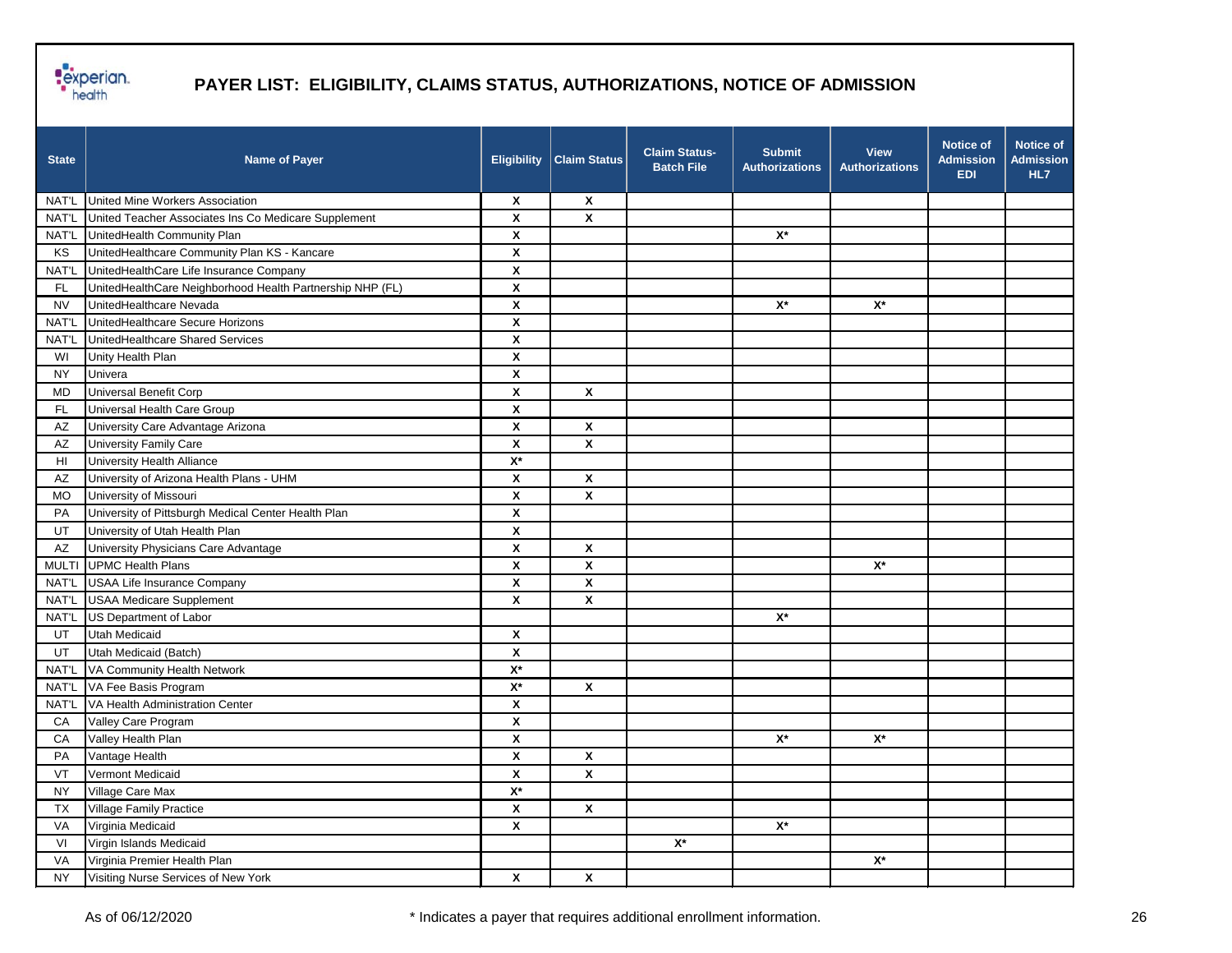# PAYER LIST: ELIGIBILITY, CLAIMS STATUS, AUTHORIZATIONS, NOTICE OF ADMISSION

| State | Name of Payer | Eligibility | Claim Status | Claim Status-Batch File | Submit Authorizations | View Authorizations | Notice of Admission EDI | Notice of Admission HL7 |
|---|---|---|---|---|---|---|---|---|
| NAT'L | United Mine Workers Association | X | X | | | | | |
| NAT'L | United Teacher Associates Ins Co Medicare Supplement | X | X | | | | | |
| NAT'L | UnitedHealth Community Plan | X | | | X* | | | |
| KS | UnitedHealthcare Community Plan KS - Kancare | X | | | | | | |
| NAT'L | UnitedHealthCare Life Insurance Company | X | | | | | | |
| FL | UnitedHealthCare Neighborhood Health Partnership NHP (FL) | X | | | | | | |
| NV | UnitedHealthcare Nevada | X | | | X* | X* | | |
| NAT'L | UnitedHealthcare Secure Horizons | X | | | | | | |
| NAT'L | UnitedHealthcare Shared Services | X | | | | | | |
| WI | Unity Health Plan | X | | | | | | |
| NY | Univera | X | | | | | | |
| MD | Universal Benefit Corp | X | X | | | | | |
| FL | Universal Health Care Group | X | | | | | | |
| AZ | University Care Advantage Arizona | X | X | | | | | |
| AZ | University Family Care | X | X | | | | | |
| HI | University Health Alliance | X* | | | | | | |
| AZ | University of Arizona Health Plans - UHM | X | X | | | | | |
| MO | University of Missouri | X | X | | | | | |
| PA | University of Pittsburgh Medical Center Health Plan | X | | | | | | |
| UT | University of Utah Health Plan | X | | | | | | |
| AZ | University Physicians Care Advantage | X | X | | | | | |
| MULTI | UPMC Health Plans | X | X | | | X* | | |
| NAT'L | USAA Life Insurance Company | X | X | | | | | |
| NAT'L | USAA Medicare Supplement | X | X | | | | | |
| NAT'L | US Department of Labor | | | | X* | | | |
| UT | Utah Medicaid | X | | | | | | |
| UT | Utah Medicaid (Batch) | X | | | | | | |
| NAT'L | VA Community Health Network | X* | | | | | | |
| NAT'L | VA Fee Basis Program | X* | X | | | | | |
| NAT'L | VA Health Administration Center | X | | | | | | |
| CA | Valley Care Program | X | | | | | | |
| CA | Valley Health Plan | X | | | X* | X* | | |
| PA | Vantage Health | X | X | | | | | |
| VT | Vermont Medicaid | X | X | | | | | |
| NY | Village Care Max | X* | | | | | | |
| TX | Village Family Practice | X | X | | | | | |
| VA | Virginia Medicaid | X | | | X* | | | |
| VI | Virgin Islands Medicaid | | | X* | | | | |
| VA | Virginia Premier Health Plan | | | | | X* | | |
| NY | Visiting Nurse Services of New York | X | X | | | | | |

As of 06/12/2020

\* Indicates a payer that requires additional enrollment information.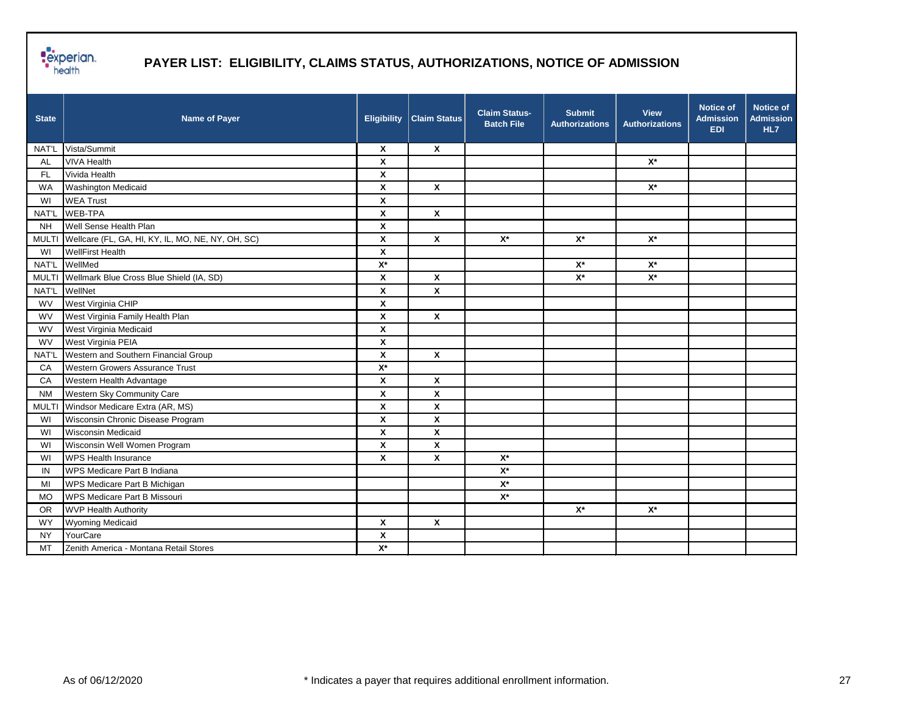# PAYER LIST: ELIGIBILITY, CLAIMS STATUS, AUTHORIZATIONS, NOTICE OF ADMISSION

| State | Name of Payer | Eligibility | Claim Status | Claim Status-Batch File | Submit Authorizations | View Authorizations | Notice of Admission EDI | Notice of Admission HL7 |
|---|---|---|---|---|---|---|---|---|
| NAT'L | Vista/Summit | X | X | | | | | |
| AL | VIVA Health | X | | | | X* | | |
| FL | Vivida Health | X | | | | | | |
| WA | Washington Medicaid | X | X | | | X* | | |
| WI | WEA Trust | X | | | | | | |
| NAT'L | WEB-TPA | X | X | | | | | |
| NH | Well Sense Health Plan | X | | | | | | |
| MULTI | Wellcare (FL, GA, HI, KY, IL, MO, NE, NY, OH, SC) | X | X | X* | X* | X* | | |
| WI | WellFirst Health | X | | | | | | |
| NAT'L | WellMed | X* | | | X* | X* | | |
| MULTI | Wellmark Blue Cross Blue Shield (IA, SD) | X | X | | X* | X* | | |
| NAT'L | WellNet | X | X | | | | | |
| WV | West Virginia CHIP | X | | | | | | |
| WV | West Virginia Family Health Plan | X | X | | | | | |
| WV | West Virginia Medicaid | X | | | | | | |
| WV | West Virginia PEIA | X | | | | | | |
| NAT'L | Western and Southern Financial Group | X | X | | | | | |
| CA | Western Growers Assurance Trust | X* | | | | | | |
| CA | Western Health Advantage | X | X | | | | | |
| NM | Western Sky Community Care | X | X | | | | | |
| MULTI | Windsor Medicare Extra (AR, MS) | X | X | | | | | |
| WI | Wisconsin Chronic Disease Program | X | X | | | | | |
| WI | Wisconsin Medicaid | X | X | | | | | |
| WI | Wisconsin Well Women Program | X | X | | | | | |
| WI | WPS Health Insurance | X | X | X* | | | | |
| IN | WPS Medicare Part B Indiana | | | X* | | | | |
| MI | WPS Medicare Part B Michigan | | | X* | | | | |
| MO | WPS Medicare Part B Missouri | | | X* | | | | |
| OR | WVP Health Authority | | | | X* | X* | | |
| WY | Wyoming Medicaid | X | X | | | | | |
| NY | YourCare | X | | | | | | |
| MT | Zenith America - Montana Retail Stores | X* | | | | | | |

As of 06/12/2020

\* Indicates a payer that requires additional enrollment information.